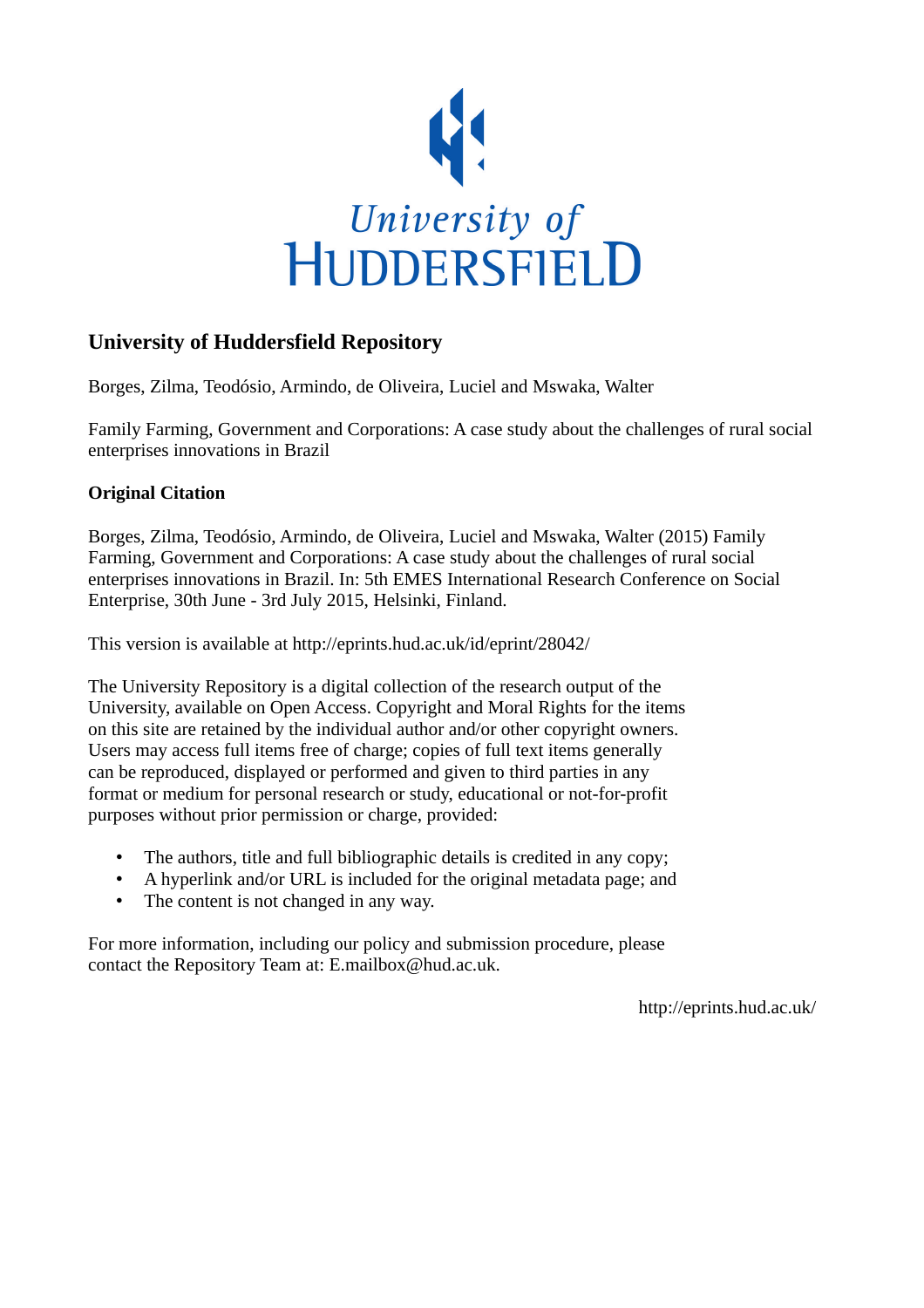University of HUDDERSFIELD

## University of Huddersfield Repository

Borges, Zilma, Teodósio, Armindo, de Oliveira, Luciel and Mswaka, Walter

Family Farming, Government and Corporations: A case study about the challenges of rural social enterprises innovations in Brazil

### Original Citation

Borges, Zilma, Teodósio, Armindo, de Oliveira, Luciel and Mswaka, Walter (2015) Family Farming, Government and Corporations: A case study about the challenges of rural social enterprises innovations in Brazil. In: 5th EMES International Research Conference on Social Enterprise, 30th June - 3rd July 2015, Helsinki, Finland.

This version is available at http://eprints.hud.ac.uk/id/eprint/28042/

The University Repository is a digital collection of the research output of the University, available on Open Access. Copyright and Moral Rights for the items on this site are retained by the individual author and/or other copyright owners. Users may access full items free of charge; copies of full text items generally can be reproduced, displayed or performed and given to third parties in any format or medium for personal research or study, educational or not-for-profit purposes without prior permission or charge, provided:

- The authors, title and full bibliographic details is credited in any copy;
- A hyperlink and/or URL is included for the original metadata page; and
- The content is not changed in any way.

For more information, including our policy and submission procedure, please contact the Repository Team at: E.mailbox@hud.ac.uk.

http://eprints.hud.ac.uk/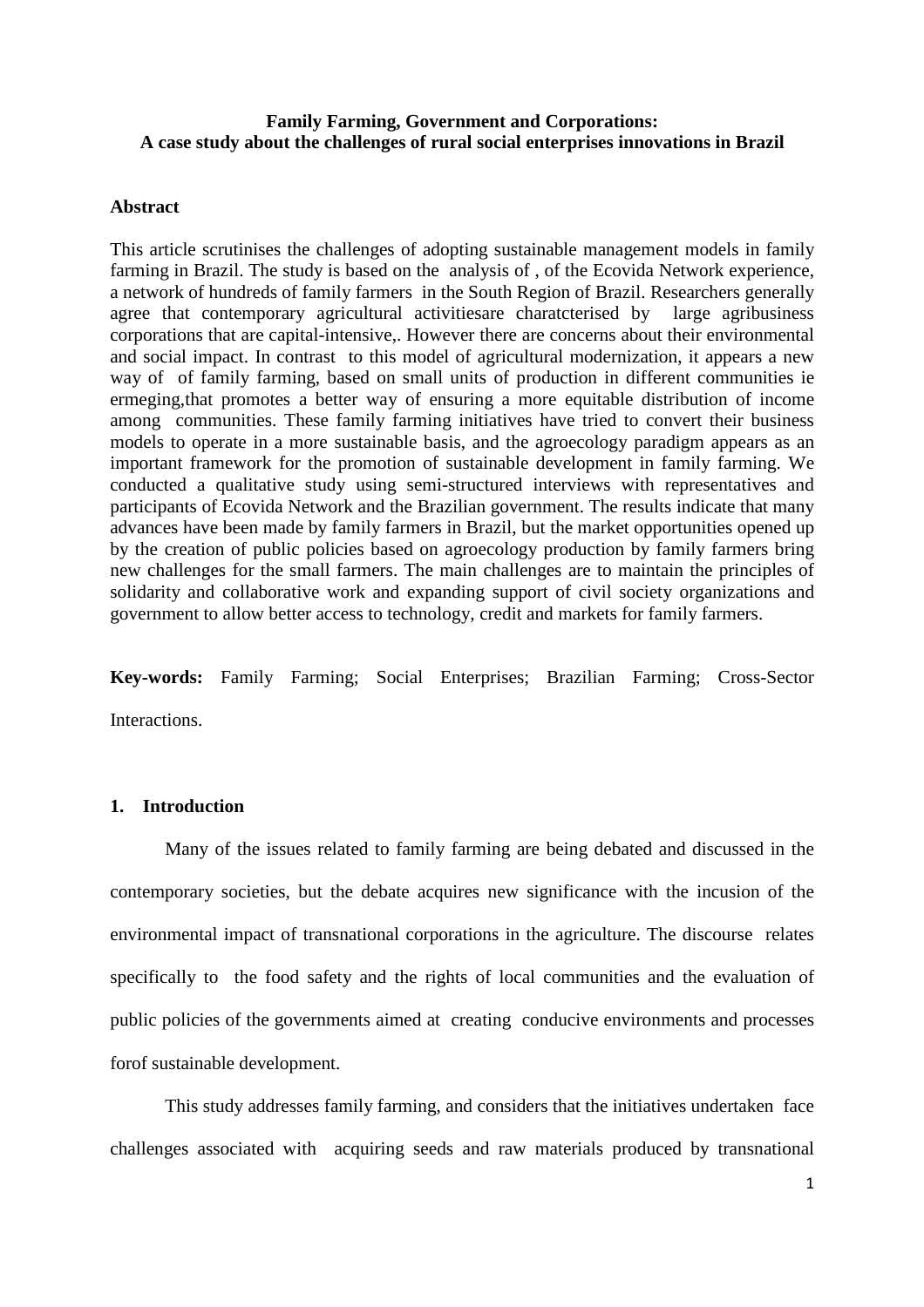**Family Farming, Government and Corporations:**
**A case study about the challenges of rural social enterprises innovations in Brazil**

## Abstract

This article scrutinises the challenges of adopting sustainable management models in family farming in Brazil. The study is based on the analysis of , of the Ecovida Network experience, a network of hundreds of family farmers in the South Region of Brazil. Researchers generally agree that contemporary agricultural activitiesare charatcterised by large agribusiness corporations that are capital-intensive,. However there are concerns about their environmental and social impact. In contrast to this model of agricultural modernization, it appears a new way of of family farming, based on small units of production in different communities ie ermeging,that promotes a better way of ensuring a more equitable distribution of income among communities. These family farming initiatives have tried to convert their business models to operate in a more sustainable basis, and the agroecology paradigm appears as an important framework for the promotion of sustainable development in family farming. We conducted a qualitative study using semi-structured interviews with representatives and participants of Ecovida Network and the Brazilian government. The results indicate that many advances have been made by family farmers in Brazil, but the market opportunities opened up by the creation of public policies based on agroecology production by family farmers bring new challenges for the small farmers. The main challenges are to maintain the principles of solidarity and collaborative work and expanding support of civil society organizations and government to allow better access to technology, credit and markets for family farmers.

**Key-words:** Family Farming; Social Enterprises; Brazilian Farming; Cross-Sector Interactions.

## 1. Introduction

Many of the issues related to family farming are being debated and discussed in the contemporary societies, but the debate acquires new significance with the incusion of the environmental impact of transnational corporations in the agriculture. The discourse relates specifically to the food safety and the rights of local communities and the evaluation of public policies of the governments aimed at creating conducive environments and processes forof sustainable development.

This study addresses family farming, and considers that the initiatives undertaken face challenges associated with acquiring seeds and raw materials produced by transnational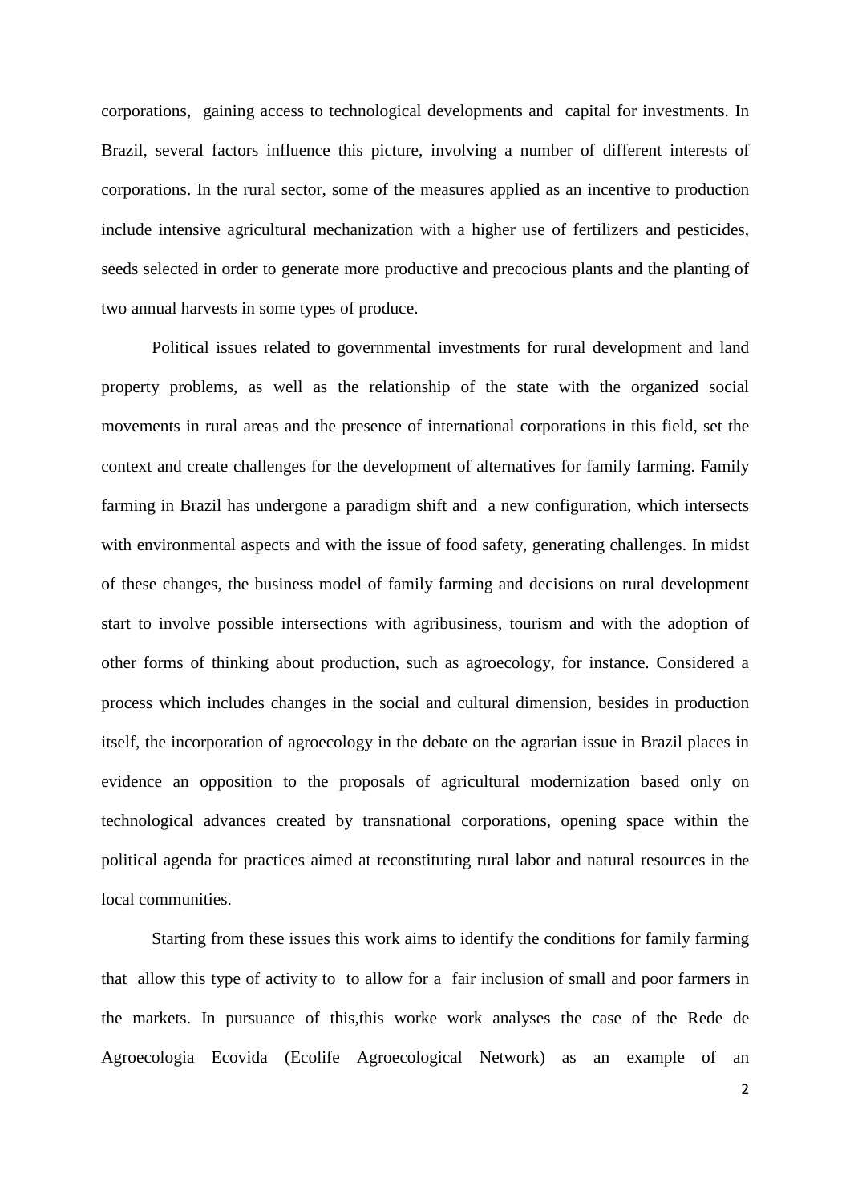corporations, gaining access to technological developments and capital for investments. In Brazil, several factors influence this picture, involving a number of different interests of corporations. In the rural sector, some of the measures applied as an incentive to production include intensive agricultural mechanization with a higher use of fertilizers and pesticides, seeds selected in order to generate more productive and precocious plants and the planting of two annual harvests in some types of produce.

Political issues related to governmental investments for rural development and land property problems, as well as the relationship of the state with the organized social movements in rural areas and the presence of international corporations in this field, set the context and create challenges for the development of alternatives for family farming. Family farming in Brazil has undergone a paradigm shift and a new configuration, which intersects with environmental aspects and with the issue of food safety, generating challenges. In midst of these changes, the business model of family farming and decisions on rural development start to involve possible intersections with agribusiness, tourism and with the adoption of other forms of thinking about production, such as agroecology, for instance. Considered a process which includes changes in the social and cultural dimension, besides in production itself, the incorporation of agroecology in the debate on the agrarian issue in Brazil places in evidence an opposition to the proposals of agricultural modernization based only on technological advances created by transnational corporations, opening space within the political agenda for practices aimed at reconstituting rural labor and natural resources in the local communities.

Starting from these issues this work aims to identify the conditions for family farming that allow this type of activity to to allow for a fair inclusion of small and poor farmers in the markets. In pursuance of this,this worke work analyses the case of the Rede de Agroecologia Ecovida (Ecolife Agroecological Network) as an example of an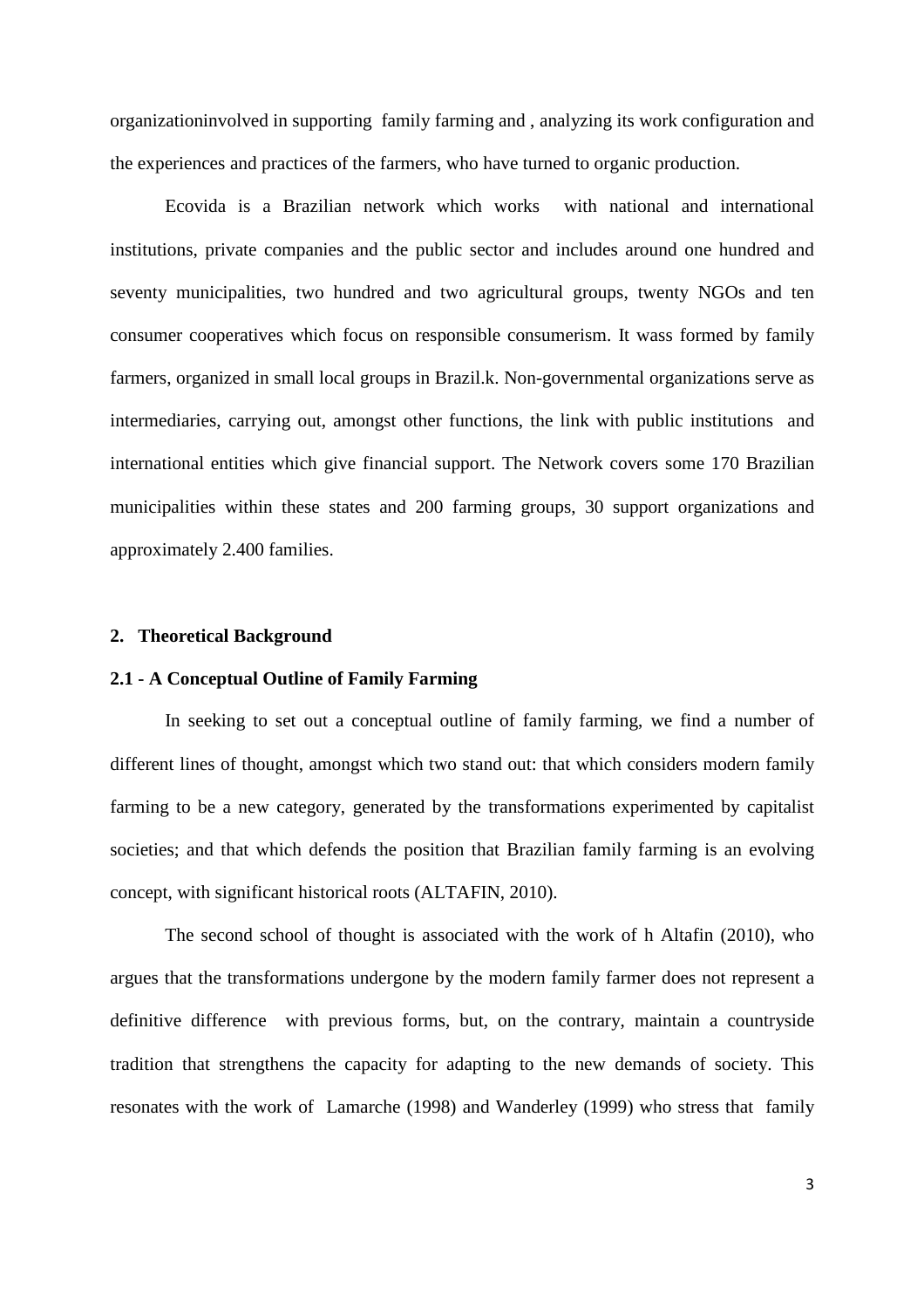organizationinvolved in supporting family farming and , analyzing its work configuration and the experiences and practices of the farmers, who have turned to organic production.

Ecovida is a Brazilian network which works with national and international institutions, private companies and the public sector and includes around one hundred and seventy municipalities, two hundred and two agricultural groups, twenty NGOs and ten consumer cooperatives which focus on responsible consumerism. It wass formed by family farmers, organized in small local groups in Brazil.k. Non-governmental organizations serve as intermediaries, carrying out, amongst other functions, the link with public institutions and international entities which give financial support. The Network covers some 170 Brazilian municipalities within these states and 200 farming groups, 30 support organizations and approximately 2.400 families.

## 2. Theoretical Background

### 2.1 - A Conceptual Outline of Family Farming

In seeking to set out a conceptual outline of family farming, we find a number of different lines of thought, amongst which two stand out: that which considers modern family farming to be a new category, generated by the transformations experimented by capitalist societies; and that which defends the position that Brazilian family farming is an evolving concept, with significant historical roots (ALTAFIN, 2010).

The second school of thought is associated with the work of h Altafin (2010), who argues that the transformations undergone by the modern family farmer does not represent a definitive difference with previous forms, but, on the contrary, maintain a countryside tradition that strengthens the capacity for adapting to the new demands of society. This resonates with the work of Lamarche (1998) and Wanderley (1999) who stress that family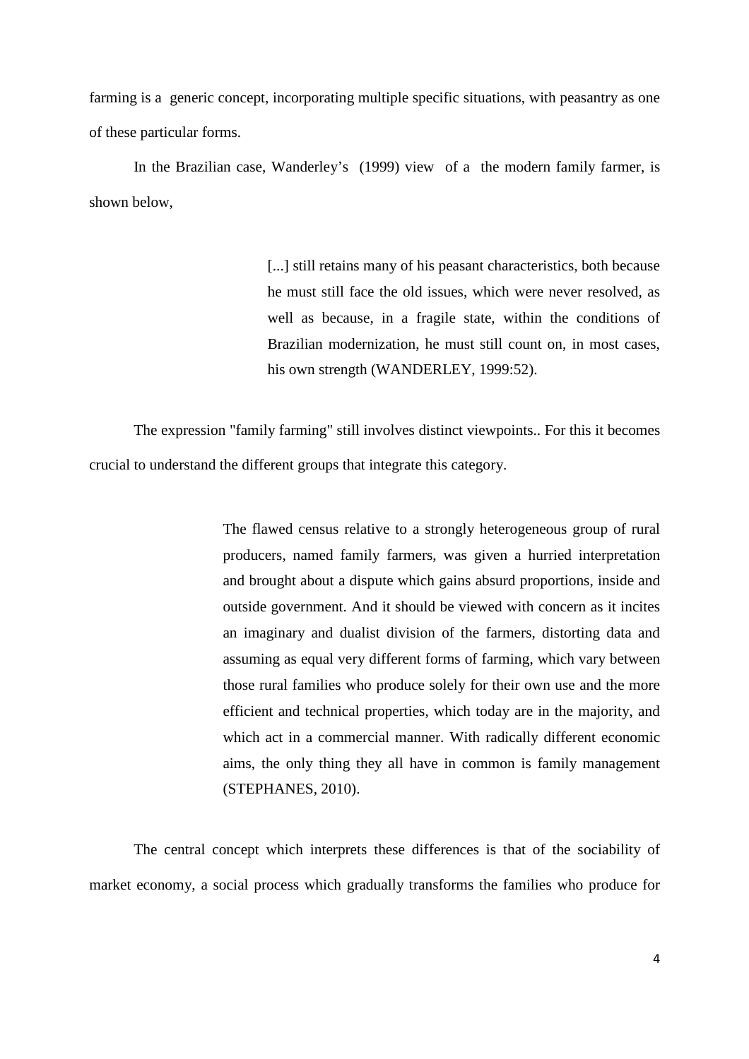farming is a generic concept, incorporating multiple specific situations, with peasantry as one of these particular forms.

In the Brazilian case, Wanderley's (1999) view of a the modern family farmer, is shown below,

> [...] still retains many of his peasant characteristics, both because he must still face the old issues, which were never resolved, as well as because, in a fragile state, within the conditions of Brazilian modernization, he must still count on, in most cases, his own strength (WANDERLEY, 1999:52).

The expression "family farming" still involves distinct viewpoints.. For this it becomes crucial to understand the different groups that integrate this category.

> The flawed census relative to a strongly heterogeneous group of rural producers, named family farmers, was given a hurried interpretation and brought about a dispute which gains absurd proportions, inside and outside government. And it should be viewed with concern as it incites an imaginary and dualist division of the farmers, distorting data and assuming as equal very different forms of farming, which vary between those rural families who produce solely for their own use and the more efficient and technical properties, which today are in the majority, and which act in a commercial manner. With radically different economic aims, the only thing they all have in common is family management (STEPHANES, 2010).

The central concept which interprets these differences is that of the sociability of market economy, a social process which gradually transforms the families who produce for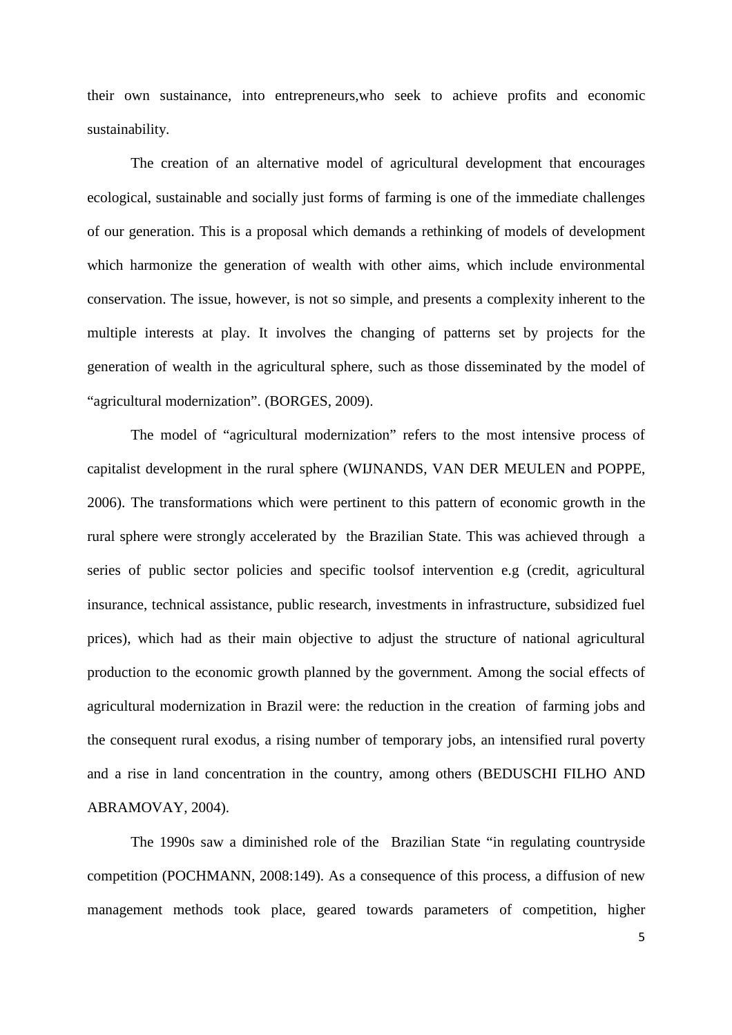their own sustainance, into entrepreneurs,who seek to achieve profits and economic sustainability.

The creation of an alternative model of agricultural development that encourages ecological, sustainable and socially just forms of farming is one of the immediate challenges of our generation. This is a proposal which demands a rethinking of models of development which harmonize the generation of wealth with other aims, which include environmental conservation. The issue, however, is not so simple, and presents a complexity inherent to the multiple interests at play. It involves the changing of patterns set by projects for the generation of wealth in the agricultural sphere, such as those disseminated by the model of "agricultural modernization". (BORGES, 2009).

The model of "agricultural modernization" refers to the most intensive process of capitalist development in the rural sphere (WIJNANDS, VAN DER MEULEN and POPPE, 2006). The transformations which were pertinent to this pattern of economic growth in the rural sphere were strongly accelerated by the Brazilian State. This was achieved through a series of public sector policies and specific toolsof intervention e.g (credit, agricultural insurance, technical assistance, public research, investments in infrastructure, subsidized fuel prices), which had as their main objective to adjust the structure of national agricultural production to the economic growth planned by the government. Among the social effects of agricultural modernization in Brazil were: the reduction in the creation of farming jobs and the consequent rural exodus, a rising number of temporary jobs, an intensified rural poverty and a rise in land concentration in the country, among others (BEDUSCHI FILHO AND ABRAMOVAY, 2004).

The 1990s saw a diminished role of the Brazilian State "in regulating countryside competition (POCHMANN, 2008:149). As a consequence of this process, a diffusion of new management methods took place, geared towards parameters of competition, higher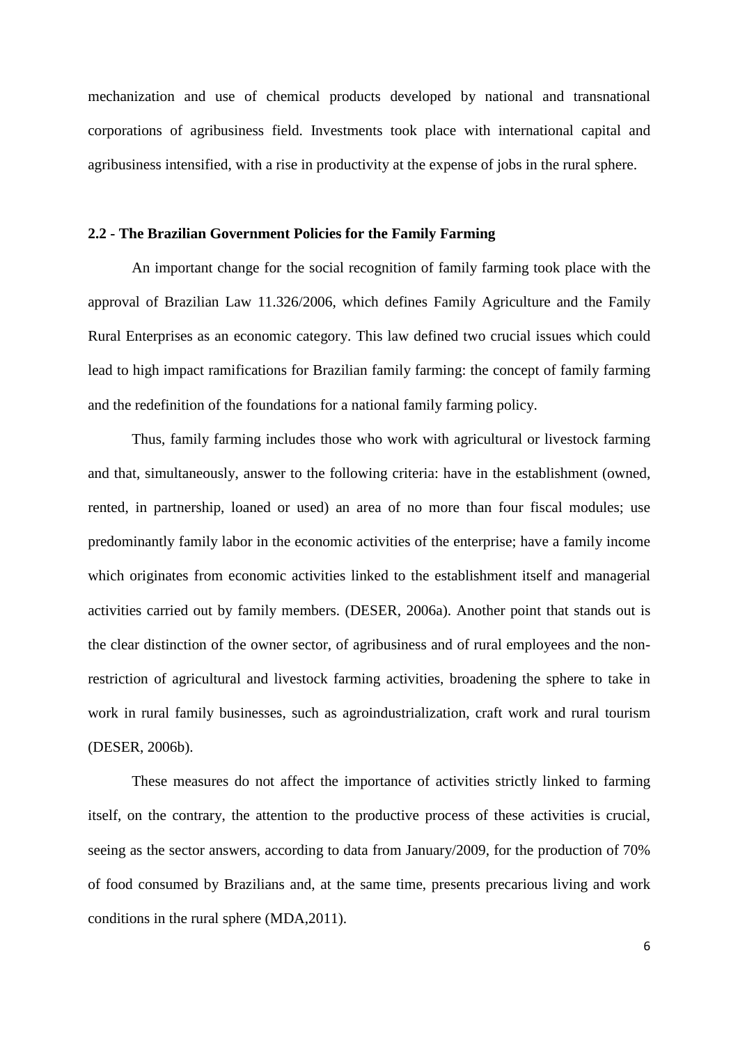mechanization and use of chemical products developed by national and transnational corporations of agribusiness field. Investments took place with international capital and agribusiness intensified, with a rise in productivity at the expense of jobs in the rural sphere.

### 2.2 - The Brazilian Government Policies for the Family Farming

An important change for the social recognition of family farming took place with the approval of Brazilian Law 11.326/2006, which defines Family Agriculture and the Family Rural Enterprises as an economic category. This law defined two crucial issues which could lead to high impact ramifications for Brazilian family farming: the concept of family farming and the redefinition of the foundations for a national family farming policy.

Thus, family farming includes those who work with agricultural or livestock farming and that, simultaneously, answer to the following criteria: have in the establishment (owned, rented, in partnership, loaned or used) an area of no more than four fiscal modules; use predominantly family labor in the economic activities of the enterprise; have a family income which originates from economic activities linked to the establishment itself and managerial activities carried out by family members. (DESER, 2006a). Another point that stands out is the clear distinction of the owner sector, of agribusiness and of rural employees and the non-restriction of agricultural and livestock farming activities, broadening the sphere to take in work in rural family businesses, such as agroindustrialization, craft work and rural tourism (DESER, 2006b).

These measures do not affect the importance of activities strictly linked to farming itself, on the contrary, the attention to the productive process of these activities is crucial, seeing as the sector answers, according to data from January/2009, for the production of 70% of food consumed by Brazilians and, at the same time, presents precarious living and work conditions in the rural sphere (MDA,2011).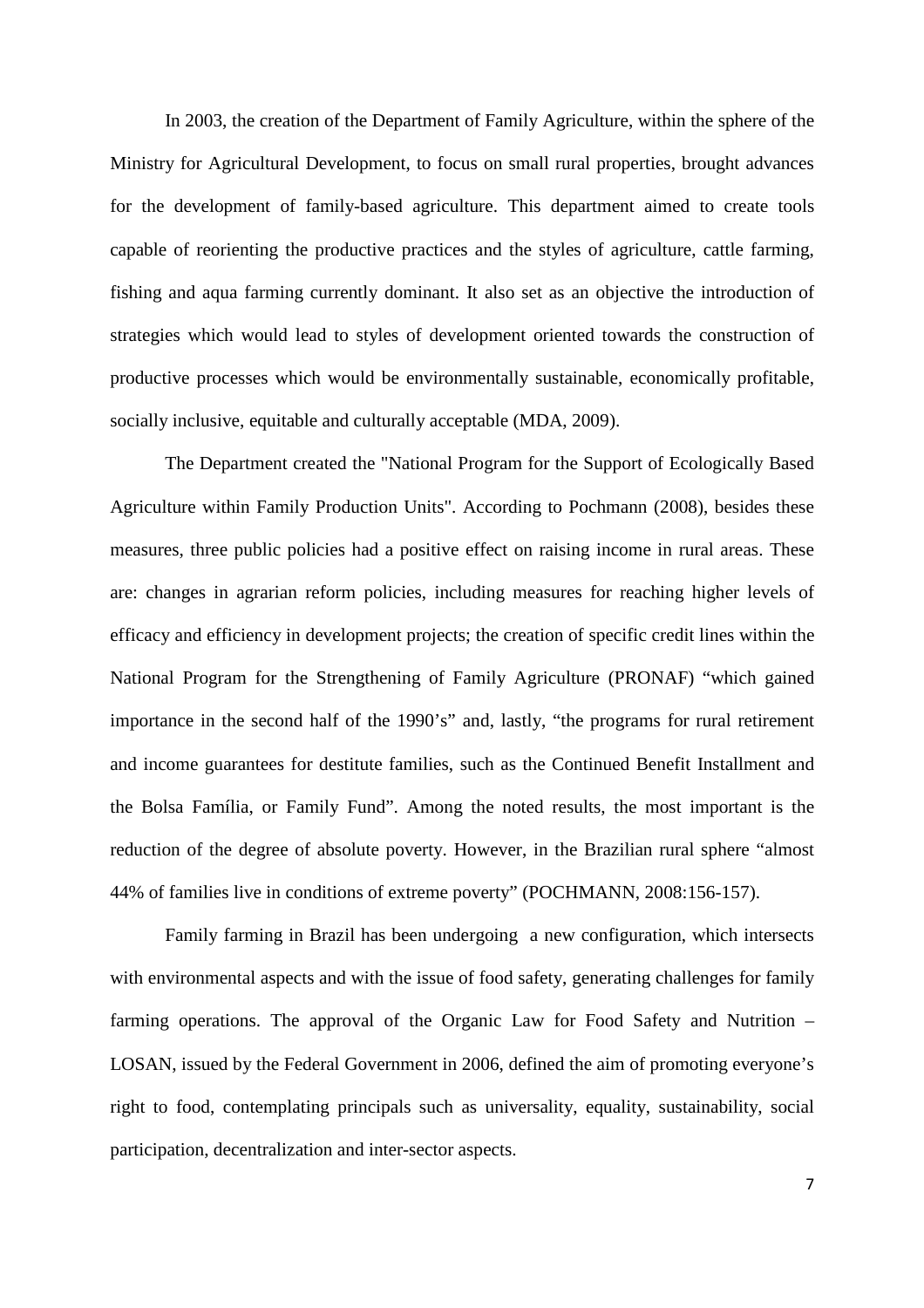In 2003, the creation of the Department of Family Agriculture, within the sphere of the Ministry for Agricultural Development, to focus on small rural properties, brought advances for the development of family-based agriculture. This department aimed to create tools capable of reorienting the productive practices and the styles of agriculture, cattle farming, fishing and aqua farming currently dominant. It also set as an objective the introduction of strategies which would lead to styles of development oriented towards the construction of productive processes which would be environmentally sustainable, economically profitable, socially inclusive, equitable and culturally acceptable (MDA, 2009).

The Department created the "National Program for the Support of Ecologically Based Agriculture within Family Production Units". According to Pochmann (2008), besides these measures, three public policies had a positive effect on raising income in rural areas. These are: changes in agrarian reform policies, including measures for reaching higher levels of efficacy and efficiency in development projects; the creation of specific credit lines within the National Program for the Strengthening of Family Agriculture (PRONAF) "which gained importance in the second half of the 1990's" and, lastly, "the programs for rural retirement and income guarantees for destitute families, such as the Continued Benefit Installment and the Bolsa Família, or Family Fund". Among the noted results, the most important is the reduction of the degree of absolute poverty. However, in the Brazilian rural sphere "almost 44% of families live in conditions of extreme poverty" (POCHMANN, 2008:156-157).

Family farming in Brazil has been undergoing a new configuration, which intersects with environmental aspects and with the issue of food safety, generating challenges for family farming operations. The approval of the Organic Law for Food Safety and Nutrition – LOSAN, issued by the Federal Government in 2006, defined the aim of promoting everyone's right to food, contemplating principals such as universality, equality, sustainability, social participation, decentralization and inter-sector aspects.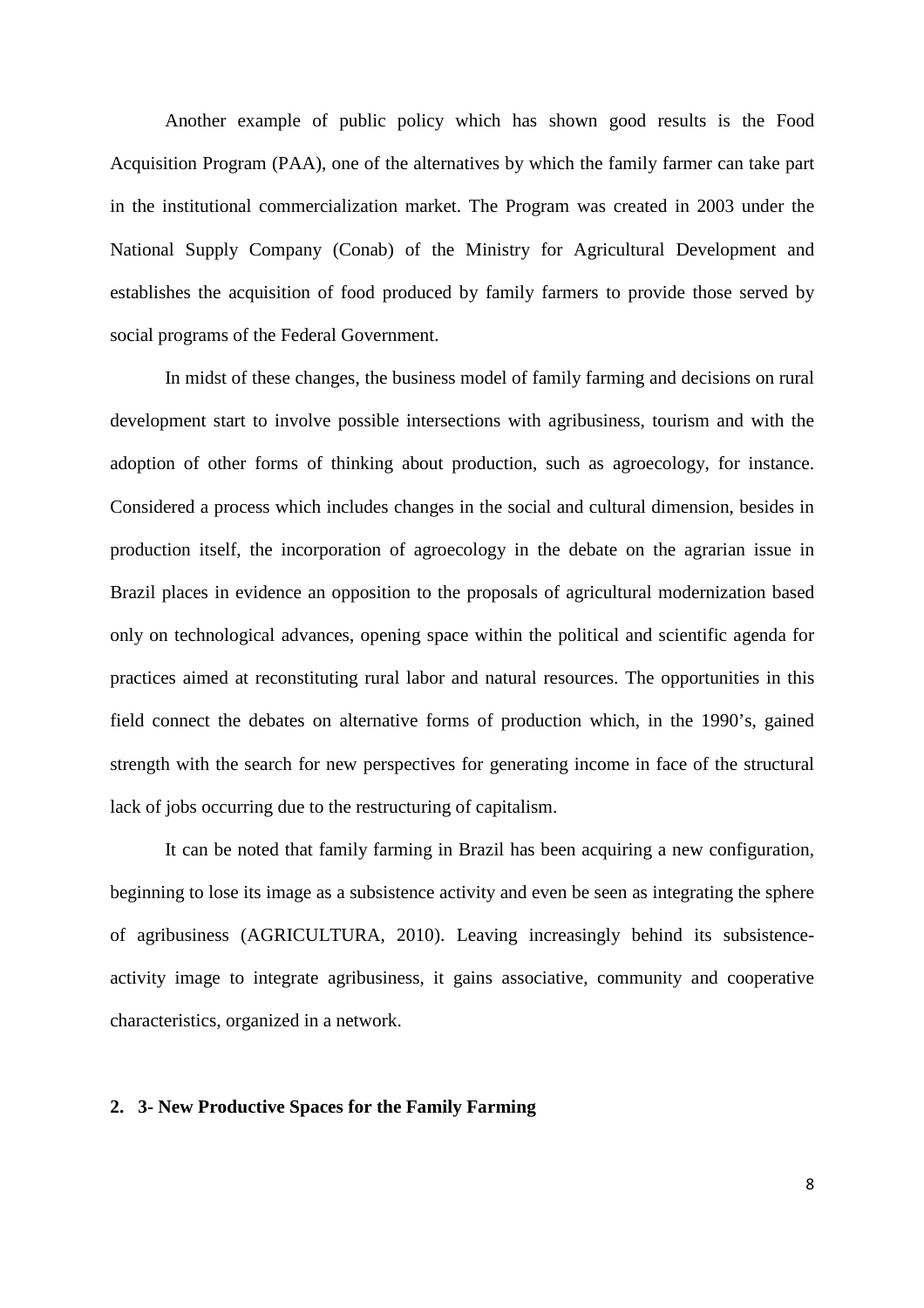Another example of public policy which has shown good results is the Food Acquisition Program (PAA), one of the alternatives by which the family farmer can take part in the institutional commercialization market. The Program was created in 2003 under the National Supply Company (Conab) of the Ministry for Agricultural Development and establishes the acquisition of food produced by family farmers to provide those served by social programs of the Federal Government.

In midst of these changes, the business model of family farming and decisions on rural development start to involve possible intersections with agribusiness, tourism and with the adoption of other forms of thinking about production, such as agroecology, for instance. Considered a process which includes changes in the social and cultural dimension, besides in production itself, the incorporation of agroecology in the debate on the agrarian issue in Brazil places in evidence an opposition to the proposals of agricultural modernization based only on technological advances, opening space within the political and scientific agenda for practices aimed at reconstituting rural labor and natural resources. The opportunities in this field connect the debates on alternative forms of production which, in the 1990's, gained strength with the search for new perspectives for generating income in face of the structural lack of jobs occurring due to the restructuring of capitalism.

It can be noted that family farming in Brazil has been acquiring a new configuration, beginning to lose its image as a subsistence activity and even be seen as integrating the sphere of agribusiness (AGRICULTURA, 2010). Leaving increasingly behind its subsistence-activity image to integrate agribusiness, it gains associative, community and cooperative characteristics, organized in a network.

## 2. 3- New Productive Spaces for the Family Farming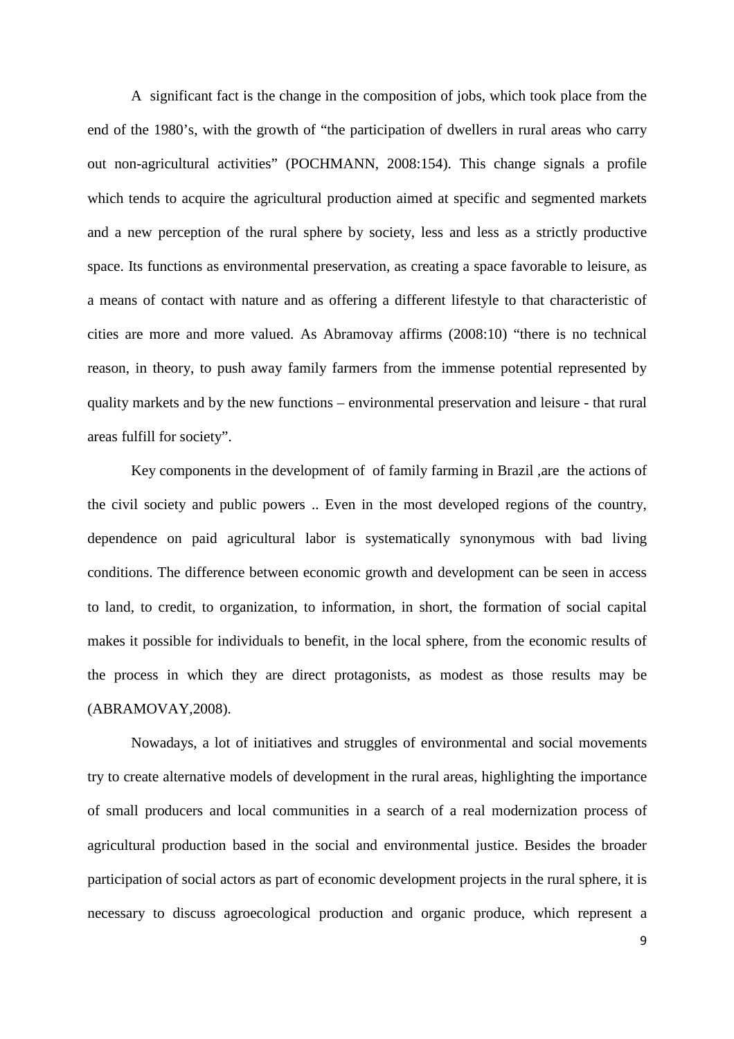A significant fact is the change in the composition of jobs, which took place from the end of the 1980's, with the growth of "the participation of dwellers in rural areas who carry out non-agricultural activities" (POCHMANN, 2008:154). This change signals a profile which tends to acquire the agricultural production aimed at specific and segmented markets and a new perception of the rural sphere by society, less and less as a strictly productive space. Its functions as environmental preservation, as creating a space favorable to leisure, as a means of contact with nature and as offering a different lifestyle to that characteristic of cities are more and more valued. As Abramovay affirms (2008:10) "there is no technical reason, in theory, to push away family farmers from the immense potential represented by quality markets and by the new functions – environmental preservation and leisure - that rural areas fulfill for society".

Key components in the development of of family farming in Brazil ,are the actions of the civil society and public powers .. Even in the most developed regions of the country, dependence on paid agricultural labor is systematically synonymous with bad living conditions. The difference between economic growth and development can be seen in access to land, to credit, to organization, to information, in short, the formation of social capital makes it possible for individuals to benefit, in the local sphere, from the economic results of the process in which they are direct protagonists, as modest as those results may be (ABRAMOVAY,2008).

Nowadays, a lot of initiatives and struggles of environmental and social movements try to create alternative models of development in the rural areas, highlighting the importance of small producers and local communities in a search of a real modernization process of agricultural production based in the social and environmental justice. Besides the broader participation of social actors as part of economic development projects in the rural sphere, it is necessary to discuss agroecological production and organic produce, which represent a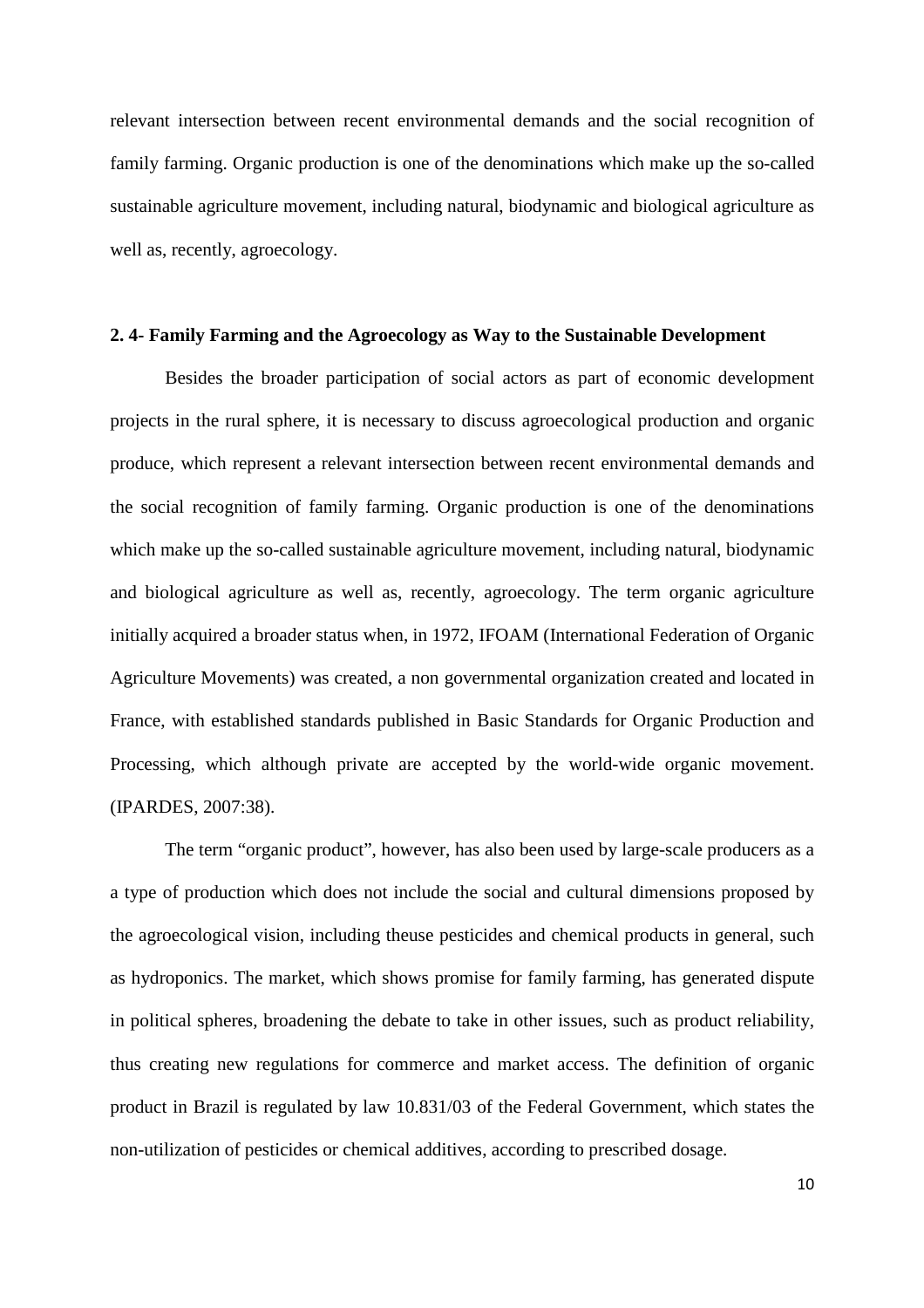relevant intersection between recent environmental demands and the social recognition of family farming. Organic production is one of the denominations which make up the so-called sustainable agriculture movement, including natural, biodynamic and biological agriculture as well as, recently, agroecology.

**2. 4- Family Farming and the Agroecology as Way to the Sustainable Development**

Besides the broader participation of social actors as part of economic development projects in the rural sphere, it is necessary to discuss agroecological production and organic produce, which represent a relevant intersection between recent environmental demands and the social recognition of family farming. Organic production is one of the denominations which make up the so-called sustainable agriculture movement, including natural, biodynamic and biological agriculture as well as, recently, agroecology. The term organic agriculture initially acquired a broader status when, in 1972, IFOAM (International Federation of Organic Agriculture Movements) was created, a non governmental organization created and located in France, with established standards published in Basic Standards for Organic Production and Processing, which although private are accepted by the world-wide organic movement. (IPARDES, 2007:38).

The term "organic product", however, has also been used by large-scale producers as a a type of production which does not include the social and cultural dimensions proposed by the agroecological vision, including theuse pesticides and chemical products in general, such as hydroponics. The market, which shows promise for family farming, has generated dispute in political spheres, broadening the debate to take in other issues, such as product reliability, thus creating new regulations for commerce and market access. The definition of organic product in Brazil is regulated by law 10.831/03 of the Federal Government, which states the non-utilization of pesticides or chemical additives, according to prescribed dosage.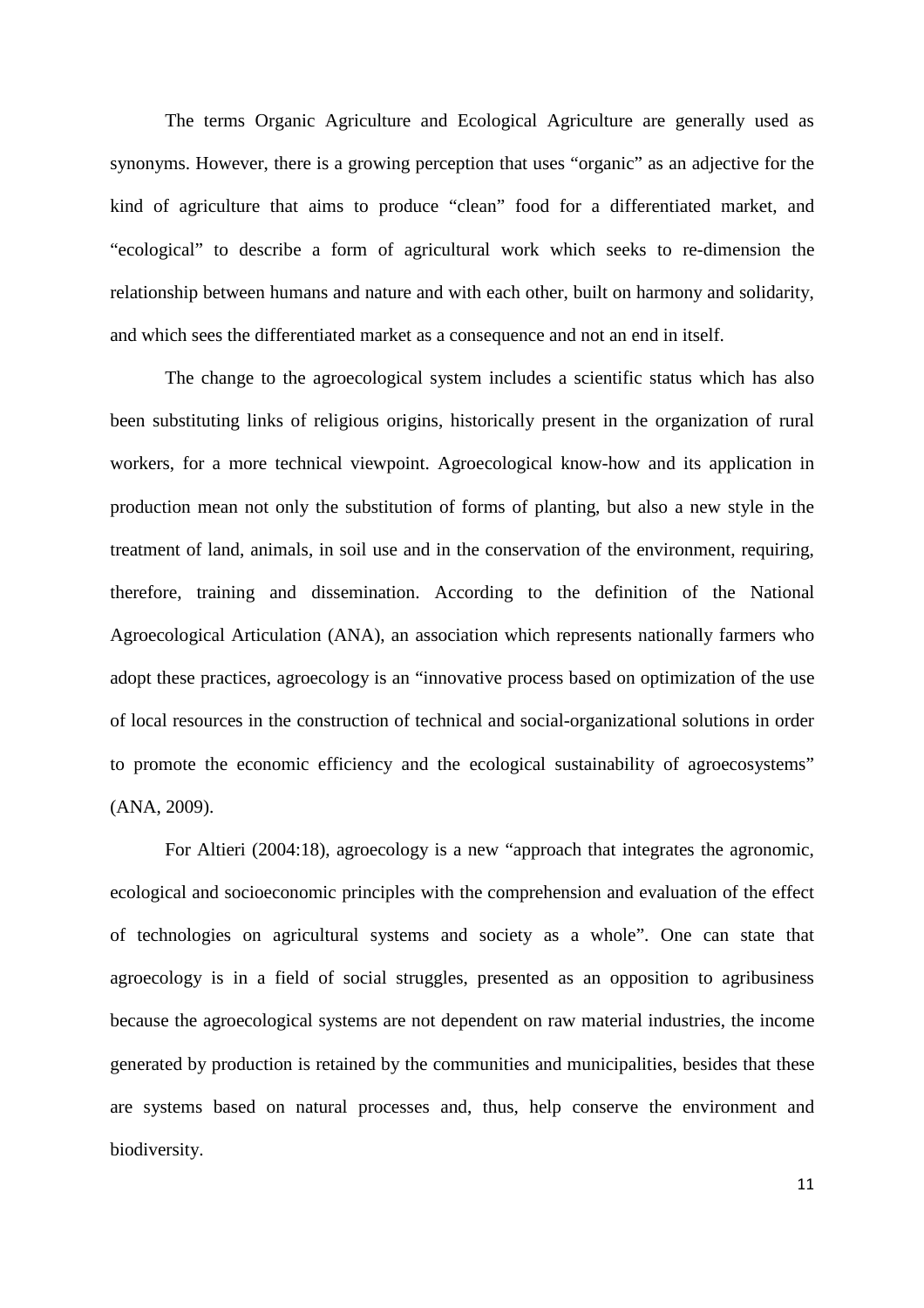The terms Organic Agriculture and Ecological Agriculture are generally used as synonyms. However, there is a growing perception that uses "organic" as an adjective for the kind of agriculture that aims to produce "clean" food for a differentiated market, and "ecological" to describe a form of agricultural work which seeks to re-dimension the relationship between humans and nature and with each other, built on harmony and solidarity, and which sees the differentiated market as a consequence and not an end in itself.

The change to the agroecological system includes a scientific status which has also been substituting links of religious origins, historically present in the organization of rural workers, for a more technical viewpoint. Agroecological know-how and its application in production mean not only the substitution of forms of planting, but also a new style in the treatment of land, animals, in soil use and in the conservation of the environment, requiring, therefore, training and dissemination. According to the definition of the National Agroecological Articulation (ANA), an association which represents nationally farmers who adopt these practices, agroecology is an "innovative process based on optimization of the use of local resources in the construction of technical and social-organizational solutions in order to promote the economic efficiency and the ecological sustainability of agroecosystems" (ANA, 2009).

For Altieri (2004:18), agroecology is a new "approach that integrates the agronomic, ecological and socioeconomic principles with the comprehension and evaluation of the effect of technologies on agricultural systems and society as a whole". One can state that agroecology is in a field of social struggles, presented as an opposition to agribusiness because the agroecological systems are not dependent on raw material industries, the income generated by production is retained by the communities and municipalities, besides that these are systems based on natural processes and, thus, help conserve the environment and biodiversity.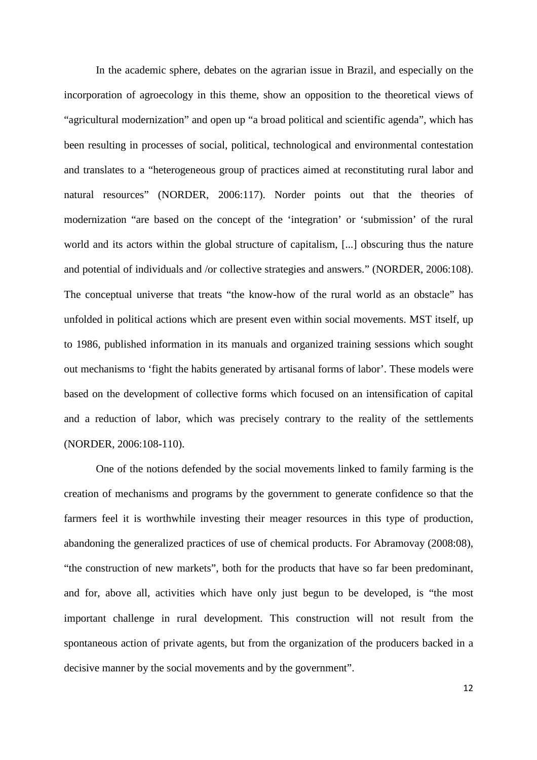In the academic sphere, debates on the agrarian issue in Brazil, and especially on the incorporation of agroecology in this theme, show an opposition to the theoretical views of "agricultural modernization" and open up "a broad political and scientific agenda", which has been resulting in processes of social, political, technological and environmental contestation and translates to a "heterogeneous group of practices aimed at reconstituting rural labor and natural resources" (NORDER, 2006:117). Norder points out that the theories of modernization "are based on the concept of the 'integration' or 'submission' of the rural world and its actors within the global structure of capitalism, [...] obscuring thus the nature and potential of individuals and /or collective strategies and answers." (NORDER, 2006:108). The conceptual universe that treats "the know-how of the rural world as an obstacle" has unfolded in political actions which are present even within social movements. MST itself, up to 1986, published information in its manuals and organized training sessions which sought out mechanisms to 'fight the habits generated by artisanal forms of labor'. These models were based on the development of collective forms which focused on an intensification of capital and a reduction of labor, which was precisely contrary to the reality of the settlements (NORDER, 2006:108-110).

One of the notions defended by the social movements linked to family farming is the creation of mechanisms and programs by the government to generate confidence so that the farmers feel it is worthwhile investing their meager resources in this type of production, abandoning the generalized practices of use of chemical products. For Abramovay (2008:08), "the construction of new markets", both for the products that have so far been predominant, and for, above all, activities which have only just begun to be developed, is "the most important challenge in rural development. This construction will not result from the spontaneous action of private agents, but from the organization of the producers backed in a decisive manner by the social movements and by the government".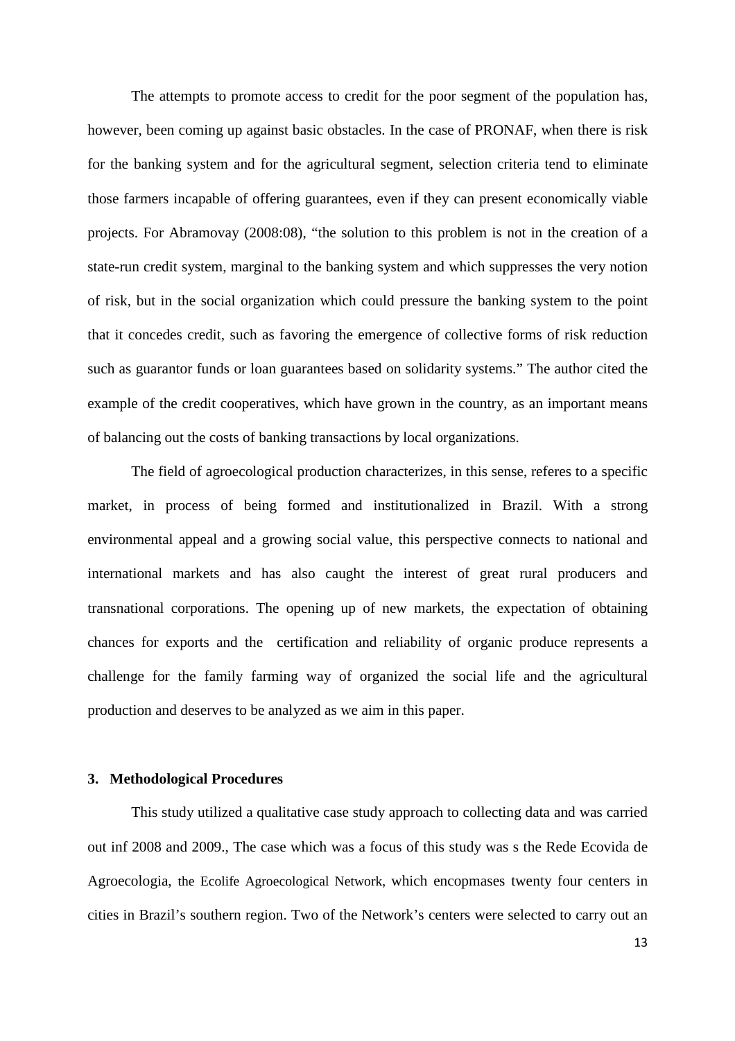The attempts to promote access to credit for the poor segment of the population has, however, been coming up against basic obstacles. In the case of PRONAF, when there is risk for the banking system and for the agricultural segment, selection criteria tend to eliminate those farmers incapable of offering guarantees, even if they can present economically viable projects. For Abramovay (2008:08), "the solution to this problem is not in the creation of a state-run credit system, marginal to the banking system and which suppresses the very notion of risk, but in the social organization which could pressure the banking system to the point that it concedes credit, such as favoring the emergence of collective forms of risk reduction such as guarantor funds or loan guarantees based on solidarity systems." The author cited the example of the credit cooperatives, which have grown in the country, as an important means of balancing out the costs of banking transactions by local organizations.

The field of agroecological production characterizes, in this sense, referes to a specific market, in process of being formed and institutionalized in Brazil. With a strong environmental appeal and a growing social value, this perspective connects to national and international markets and has also caught the interest of great rural producers and transnational corporations. The opening up of new markets, the expectation of obtaining chances for exports and the certification and reliability of organic produce represents a challenge for the family farming way of organized the social life and the agricultural production and deserves to be analyzed as we aim in this paper.

## 3. Methodological Procedures

This study utilized a qualitative case study approach to collecting data and was carried out inf 2008 and 2009., The case which was a focus of this study was s the Rede Ecovida de Agroecologia, the Ecolife Agroecological Network, which encopmases twenty four centers in cities in Brazil's southern region. Two of the Network's centers were selected to carry out an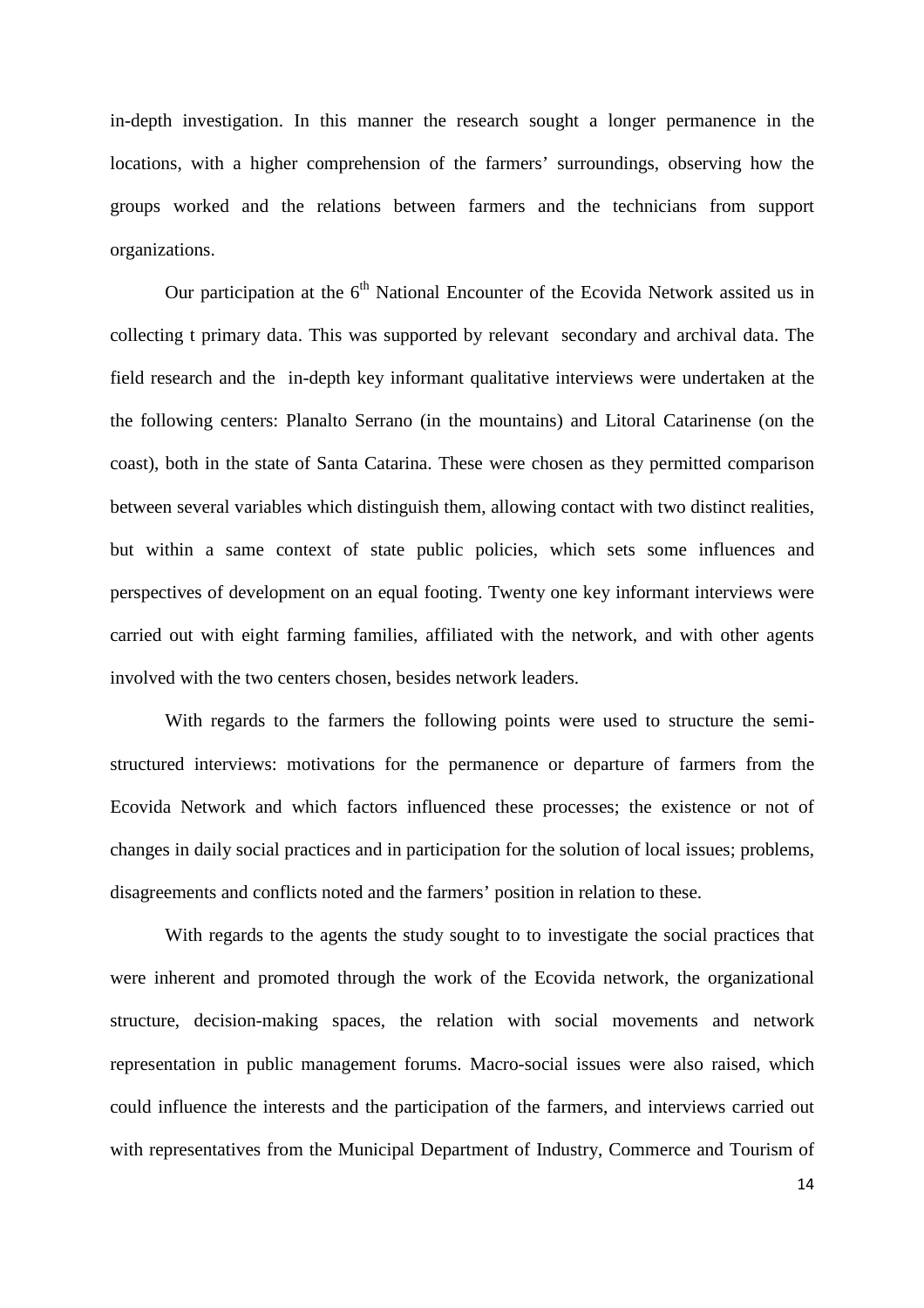in-depth investigation. In this manner the research sought a longer permanence in the locations, with a higher comprehension of the farmers' surroundings, observing how the groups worked and the relations between farmers and the technicians from support organizations.

Our participation at the 6th National Encounter of the Ecovida Network assited us in collecting t primary data. This was supported by relevant secondary and archival data. The field research and the in-depth key informant qualitative interviews were undertaken at the the following centers: Planalto Serrano (in the mountains) and Litoral Catarinense (on the coast), both in the state of Santa Catarina. These were chosen as they permitted comparison between several variables which distinguish them, allowing contact with two distinct realities, but within a same context of state public policies, which sets some influences and perspectives of development on an equal footing. Twenty one key informant interviews were carried out with eight farming families, affiliated with the network, and with other agents involved with the two centers chosen, besides network leaders.

With regards to the farmers the following points were used to structure the semi-structured interviews: motivations for the permanence or departure of farmers from the Ecovida Network and which factors influenced these processes; the existence or not of changes in daily social practices and in participation for the solution of local issues; problems, disagreements and conflicts noted and the farmers' position in relation to these.

With regards to the agents the study sought to to investigate the social practices that were inherent and promoted through the work of the Ecovida network, the organizational structure, decision-making spaces, the relation with social movements and network representation in public management forums. Macro-social issues were also raised, which could influence the interests and the participation of the farmers, and interviews carried out with representatives from the Municipal Department of Industry, Commerce and Tourism of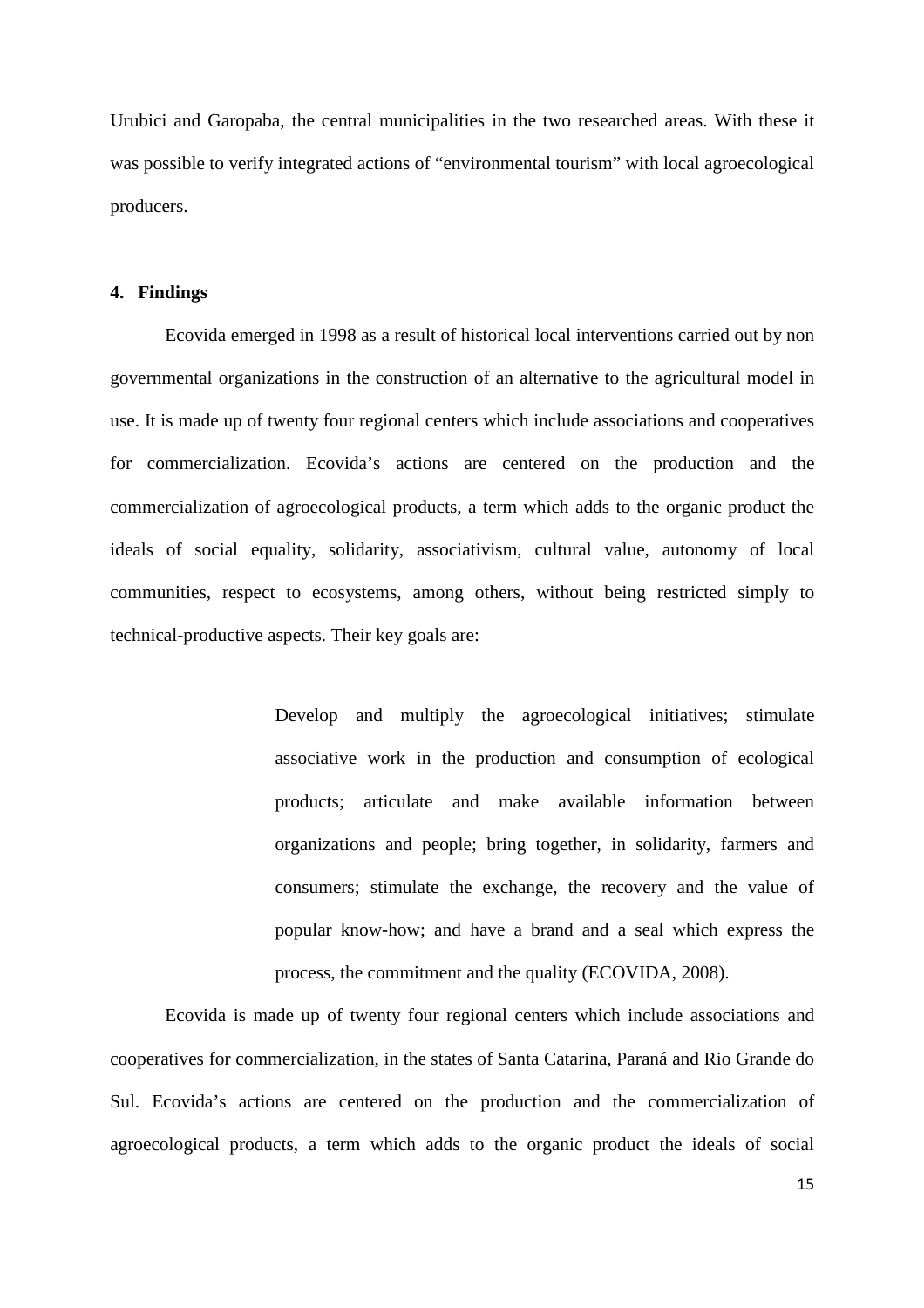Urubici and Garopaba, the central municipalities in the two researched areas. With these it was possible to verify integrated actions of "environmental tourism" with local agroecological producers.

## 4. Findings

Ecovida emerged in 1998 as a result of historical local interventions carried out by non governmental organizations in the construction of an alternative to the agricultural model in use. It is made up of twenty four regional centers which include associations and cooperatives for commercialization. Ecovida's actions are centered on the production and the commercialization of agroecological products, a term which adds to the organic product the ideals of social equality, solidarity, associativism, cultural value, autonomy of local communities, respect to ecosystems, among others, without being restricted simply to technical-productive aspects. Their key goals are:

> Develop and multiply the agroecological initiatives; stimulate associative work in the production and consumption of ecological products; articulate and make available information between organizations and people; bring together, in solidarity, farmers and consumers; stimulate the exchange, the recovery and the value of popular know-how; and have a brand and a seal which express the process, the commitment and the quality (ECOVIDA, 2008).

Ecovida is made up of twenty four regional centers which include associations and cooperatives for commercialization, in the states of Santa Catarina, Paraná and Rio Grande do Sul. Ecovida's actions are centered on the production and the commercialization of agroecological products, a term which adds to the organic product the ideals of social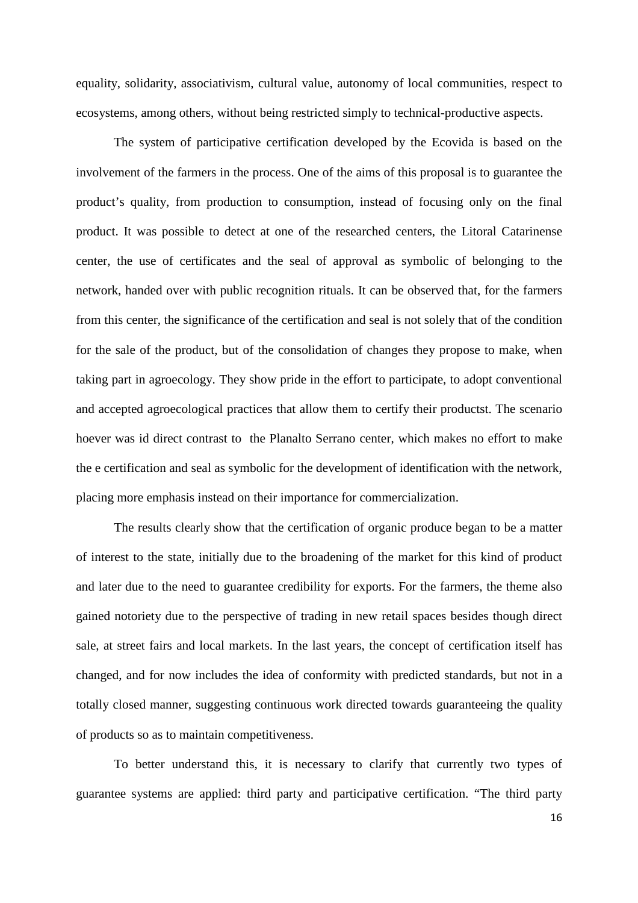equality, solidarity, associativism, cultural value, autonomy of local communities, respect to ecosystems, among others, without being restricted simply to technical-productive aspects.

The system of participative certification developed by the Ecovida is based on the involvement of the farmers in the process. One of the aims of this proposal is to guarantee the product's quality, from production to consumption, instead of focusing only on the final product. It was possible to detect at one of the researched centers, the Litoral Catarinense center, the use of certificates and the seal of approval as symbolic of belonging to the network, handed over with public recognition rituals. It can be observed that, for the farmers from this center, the significance of the certification and seal is not solely that of the condition for the sale of the product, but of the consolidation of changes they propose to make, when taking part in agroecology. They show pride in the effort to participate, to adopt conventional and accepted agroecological practices that allow them to certify their productst. The scenario hoever was id direct contrast to the Planalto Serrano center, which makes no effort to make the e certification and seal as symbolic for the development of identification with the network, placing more emphasis instead on their importance for commercialization.

The results clearly show that the certification of organic produce began to be a matter of interest to the state, initially due to the broadening of the market for this kind of product and later due to the need to guarantee credibility for exports. For the farmers, the theme also gained notoriety due to the perspective of trading in new retail spaces besides though direct sale, at street fairs and local markets. In the last years, the concept of certification itself has changed, and for now includes the idea of conformity with predicted standards, but not in a totally closed manner, suggesting continuous work directed towards guaranteeing the quality of products so as to maintain competitiveness.

To better understand this, it is necessary to clarify that currently two types of guarantee systems are applied: third party and participative certification. "The third party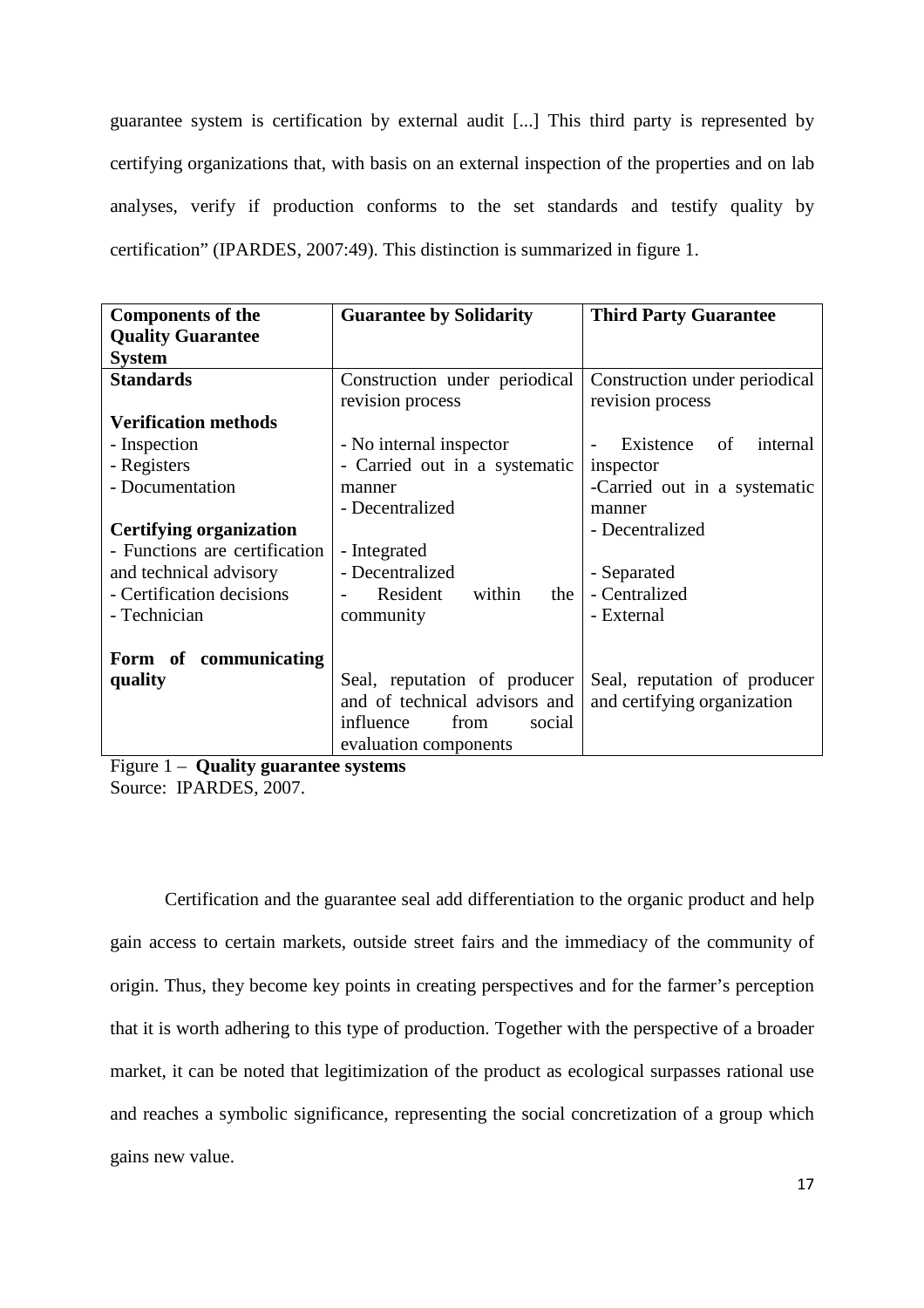guarantee system is certification by external audit [...] This third party is represented by certifying organizations that, with basis on an external inspection of the properties and on lab analyses, verify if production conforms to the set standards and testify quality by certification" (IPARDES, 2007:49). This distinction is summarized in figure 1.

| Components of the Quality Guarantee System | Guarantee by Solidarity | Third Party Guarantee |
|---|---|---|
| **Standards** | Construction under periodical revision process | Construction under periodical revision process |
| **Verification methods** | | |
| - Inspection | - No internal inspector | - Existence of internal inspector |
| - Registers | - Carried out in a systematic manner | -Carried out in a systematic manner |
| - Documentation | - Decentralized | - Decentralized |
| **Certifying organization** | | |
| - Functions are certification and technical advisory | - Integrated | - Separated |
| - Certification decisions | - Decentralized | - Centralized |
| - Technician | - Resident within the community | - External |
| **Form of communicating quality** | Seal, reputation of producer and of technical advisors and influence from social evaluation components | Seal, reputation of producer and certifying organization |

Figure 1 – **Quality guarantee systems**
Source: IPARDES, 2007.

Certification and the guarantee seal add differentiation to the organic product and help gain access to certain markets, outside street fairs and the immediacy of the community of origin. Thus, they become key points in creating perspectives and for the farmer's perception that it is worth adhering to this type of production. Together with the perspective of a broader market, it can be noted that legitimization of the product as ecological surpasses rational use and reaches a symbolic significance, representing the social concretization of a group which gains new value.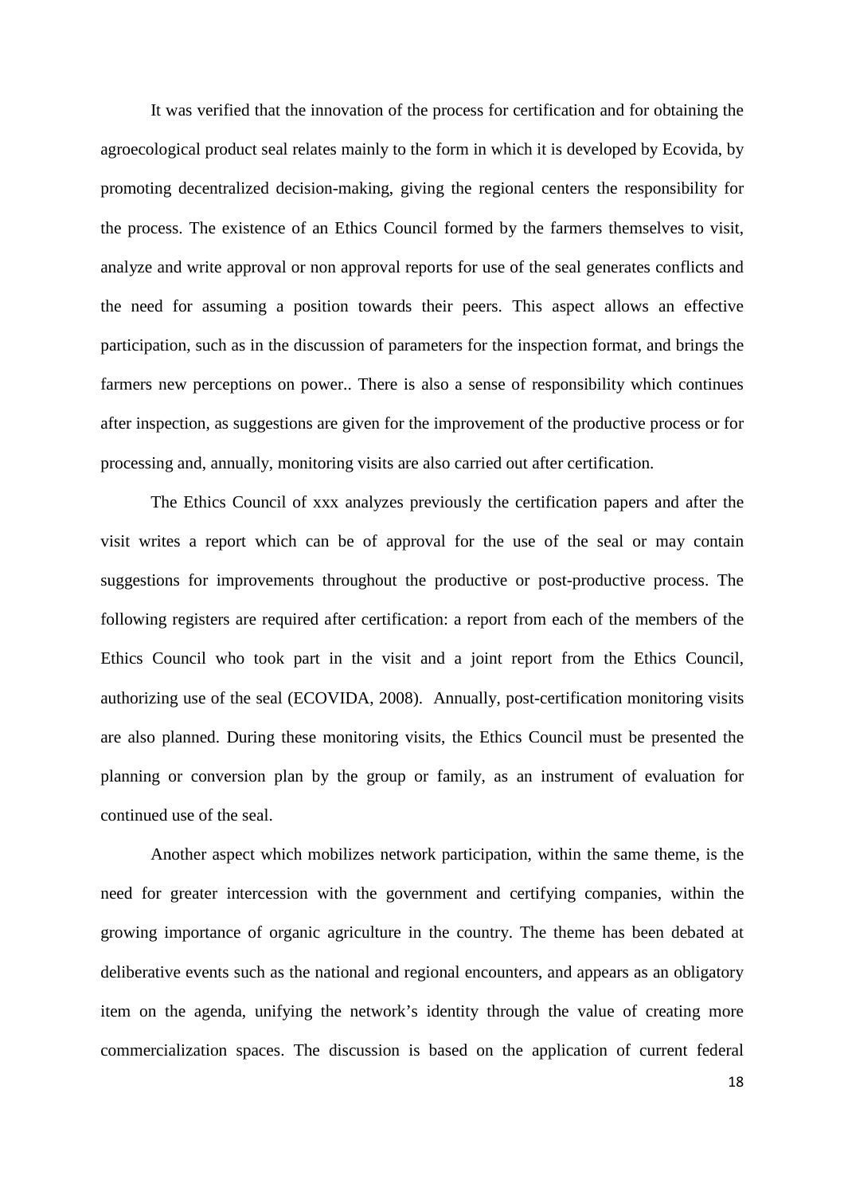It was verified that the innovation of the process for certification and for obtaining the agroecological product seal relates mainly to the form in which it is developed by Ecovida, by promoting decentralized decision-making, giving the regional centers the responsibility for the process. The existence of an Ethics Council formed by the farmers themselves to visit, analyze and write approval or non approval reports for use of the seal generates conflicts and the need for assuming a position towards their peers. This aspect allows an effective participation, such as in the discussion of parameters for the inspection format, and brings the farmers new perceptions on power.. There is also a sense of responsibility which continues after inspection, as suggestions are given for the improvement of the productive process or for processing and, annually, monitoring visits are also carried out after certification.

The Ethics Council of xxx analyzes previously the certification papers and after the visit writes a report which can be of approval for the use of the seal or may contain suggestions for improvements throughout the productive or post-productive process. The following registers are required after certification: a report from each of the members of the Ethics Council who took part in the visit and a joint report from the Ethics Council, authorizing use of the seal (ECOVIDA, 2008). Annually, post-certification monitoring visits are also planned. During these monitoring visits, the Ethics Council must be presented the planning or conversion plan by the group or family, as an instrument of evaluation for continued use of the seal.

Another aspect which mobilizes network participation, within the same theme, is the need for greater intercession with the government and certifying companies, within the growing importance of organic agriculture in the country. The theme has been debated at deliberative events such as the national and regional encounters, and appears as an obligatory item on the agenda, unifying the network's identity through the value of creating more commercialization spaces. The discussion is based on the application of current federal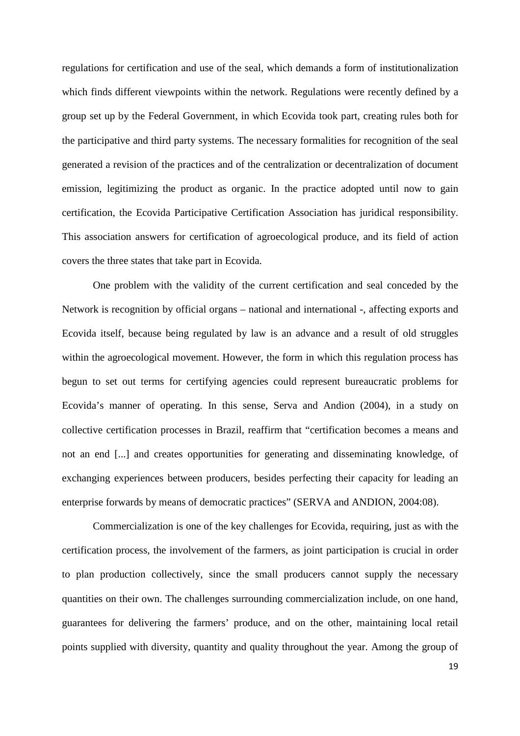regulations for certification and use of the seal, which demands a form of institutionalization which finds different viewpoints within the network. Regulations were recently defined by a group set up by the Federal Government, in which Ecovida took part, creating rules both for the participative and third party systems. The necessary formalities for recognition of the seal generated a revision of the practices and of the centralization or decentralization of document emission, legitimizing the product as organic. In the practice adopted until now to gain certification, the Ecovida Participative Certification Association has juridical responsibility. This association answers for certification of agroecological produce, and its field of action covers the three states that take part in Ecovida.

One problem with the validity of the current certification and seal conceded by the Network is recognition by official organs – national and international -, affecting exports and Ecovida itself, because being regulated by law is an advance and a result of old struggles within the agroecological movement. However, the form in which this regulation process has begun to set out terms for certifying agencies could represent bureaucratic problems for Ecovida's manner of operating. In this sense, Serva and Andion (2004), in a study on collective certification processes in Brazil, reaffirm that "certification becomes a means and not an end [...] and creates opportunities for generating and disseminating knowledge, of exchanging experiences between producers, besides perfecting their capacity for leading an enterprise forwards by means of democratic practices" (SERVA and ANDION, 2004:08).

Commercialization is one of the key challenges for Ecovida, requiring, just as with the certification process, the involvement of the farmers, as joint participation is crucial in order to plan production collectively, since the small producers cannot supply the necessary quantities on their own. The challenges surrounding commercialization include, on one hand, guarantees for delivering the farmers' produce, and on the other, maintaining local retail points supplied with diversity, quantity and quality throughout the year. Among the group of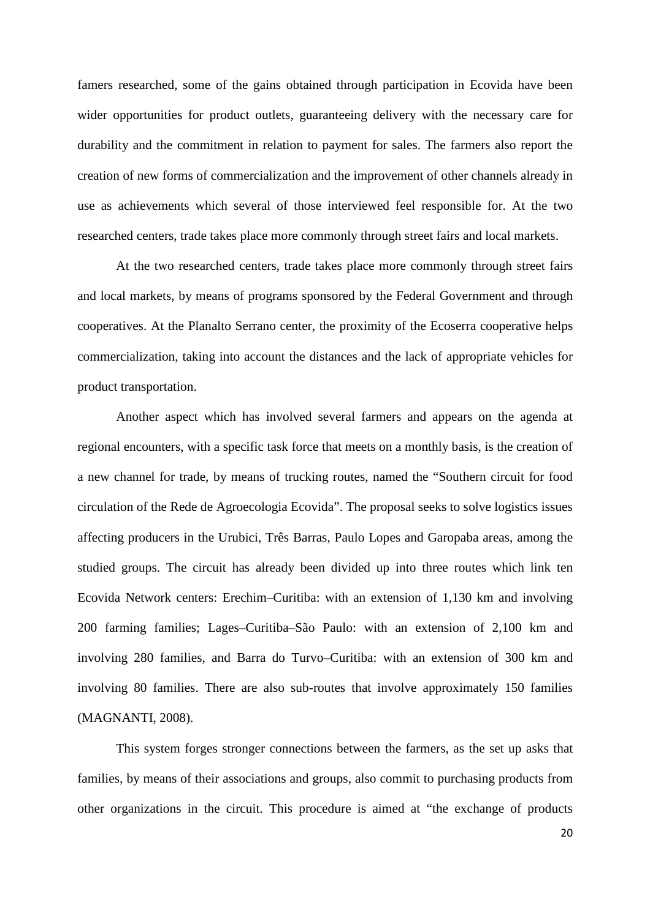famers researched, some of the gains obtained through participation in Ecovida have been wider opportunities for product outlets, guaranteeing delivery with the necessary care for durability and the commitment in relation to payment for sales. The farmers also report the creation of new forms of commercialization and the improvement of other channels already in use as achievements which several of those interviewed feel responsible for. At the two researched centers, trade takes place more commonly through street fairs and local markets.

At the two researched centers, trade takes place more commonly through street fairs and local markets, by means of programs sponsored by the Federal Government and through cooperatives. At the Planalto Serrano center, the proximity of the Ecoserra cooperative helps commercialization, taking into account the distances and the lack of appropriate vehicles for product transportation.

Another aspect which has involved several farmers and appears on the agenda at regional encounters, with a specific task force that meets on a monthly basis, is the creation of a new channel for trade, by means of trucking routes, named the "Southern circuit for food circulation of the Rede de Agroecologia Ecovida". The proposal seeks to solve logistics issues affecting producers in the Urubici, Três Barras, Paulo Lopes and Garopaba areas, among the studied groups. The circuit has already been divided up into three routes which link ten Ecovida Network centers: Erechim–Curitiba: with an extension of 1,130 km and involving 200 farming families; Lages–Curitiba–São Paulo: with an extension of 2,100 km and involving 280 families, and Barra do Turvo–Curitiba: with an extension of 300 km and involving 80 families. There are also sub-routes that involve approximately 150 families (MAGNANTI, 2008).

This system forges stronger connections between the farmers, as the set up asks that families, by means of their associations and groups, also commit to purchasing products from other organizations in the circuit. This procedure is aimed at "the exchange of products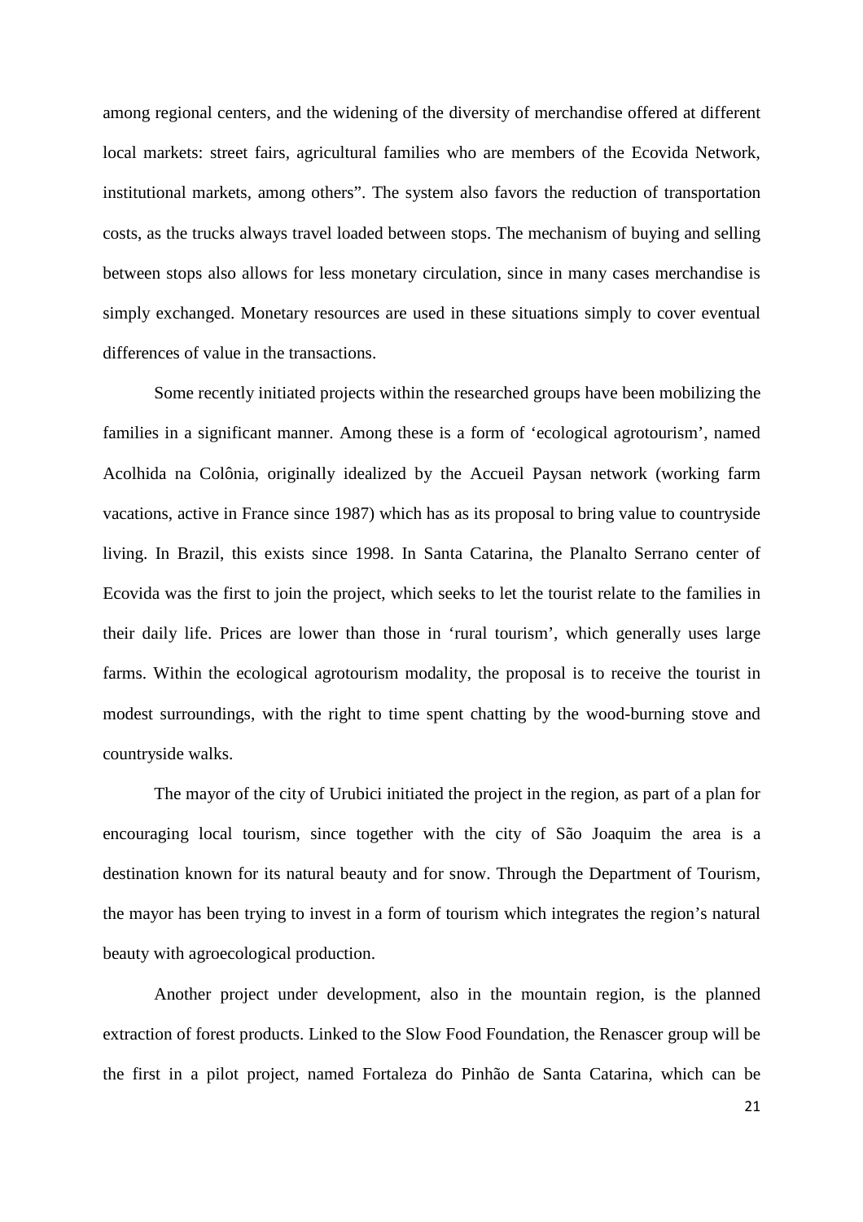among regional centers, and the widening of the diversity of merchandise offered at different local markets: street fairs, agricultural families who are members of the Ecovida Network, institutional markets, among others". The system also favors the reduction of transportation costs, as the trucks always travel loaded between stops. The mechanism of buying and selling between stops also allows for less monetary circulation, since in many cases merchandise is simply exchanged. Monetary resources are used in these situations simply to cover eventual differences of value in the transactions.

Some recently initiated projects within the researched groups have been mobilizing the families in a significant manner. Among these is a form of 'ecological agrotourism', named Acolhida na Colônia, originally idealized by the Accueil Paysan network (working farm vacations, active in France since 1987) which has as its proposal to bring value to countryside living. In Brazil, this exists since 1998. In Santa Catarina, the Planalto Serrano center of Ecovida was the first to join the project, which seeks to let the tourist relate to the families in their daily life. Prices are lower than those in 'rural tourism', which generally uses large farms. Within the ecological agrotourism modality, the proposal is to receive the tourist in modest surroundings, with the right to time spent chatting by the wood-burning stove and countryside walks.

The mayor of the city of Urubici initiated the project in the region, as part of a plan for encouraging local tourism, since together with the city of São Joaquim the area is a destination known for its natural beauty and for snow. Through the Department of Tourism, the mayor has been trying to invest in a form of tourism which integrates the region's natural beauty with agroecological production.

Another project under development, also in the mountain region, is the planned extraction of forest products. Linked to the Slow Food Foundation, the Renascer group will be the first in a pilot project, named Fortaleza do Pinhão de Santa Catarina, which can be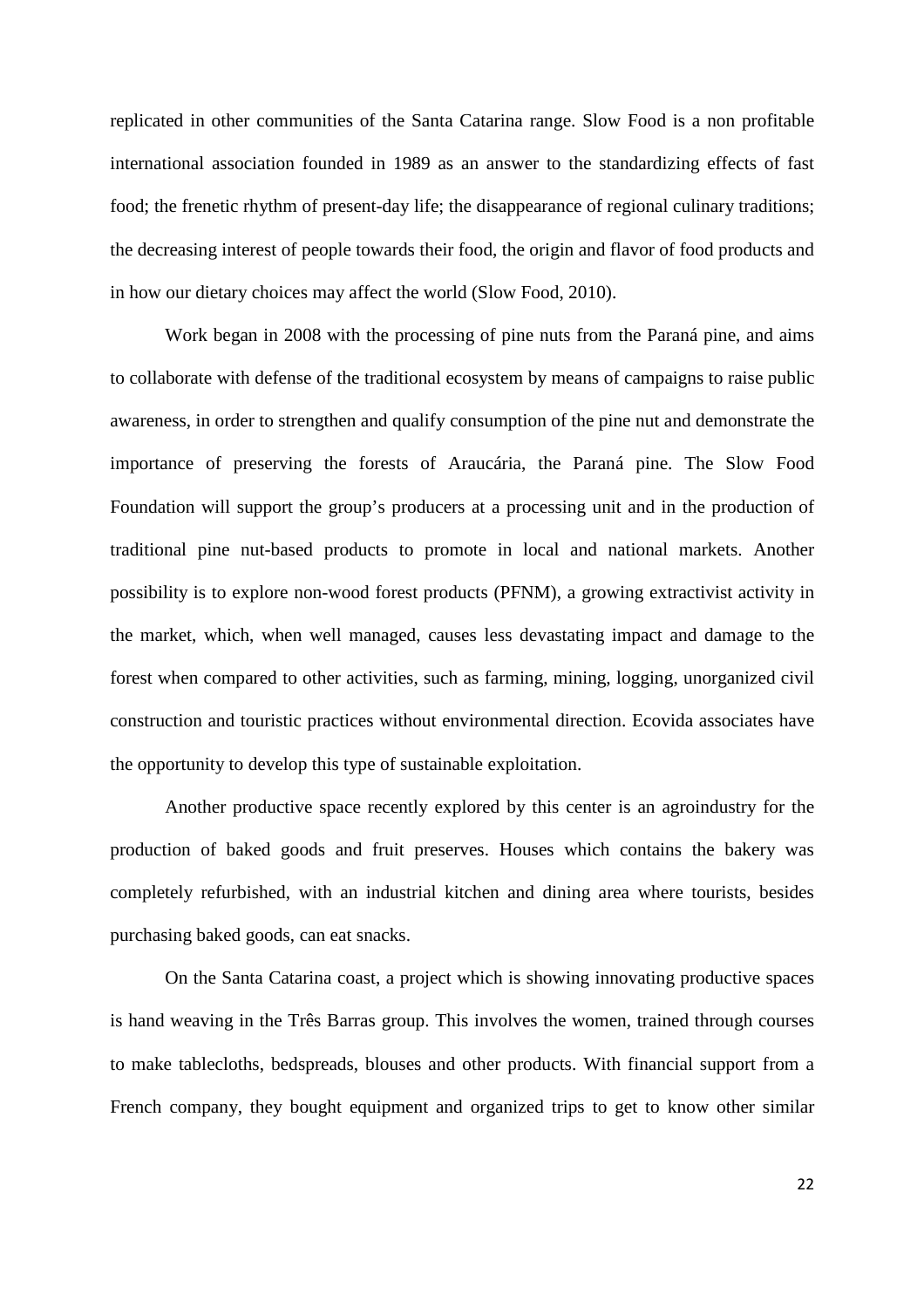replicated in other communities of the Santa Catarina range. Slow Food is a non profitable international association founded in 1989 as an answer to the standardizing effects of fast food; the frenetic rhythm of present-day life; the disappearance of regional culinary traditions; the decreasing interest of people towards their food, the origin and flavor of food products and in how our dietary choices may affect the world (Slow Food, 2010).

Work began in 2008 with the processing of pine nuts from the Paraná pine, and aims to collaborate with defense of the traditional ecosystem by means of campaigns to raise public awareness, in order to strengthen and qualify consumption of the pine nut and demonstrate the importance of preserving the forests of Araucária, the Paraná pine. The Slow Food Foundation will support the group's producers at a processing unit and in the production of traditional pine nut-based products to promote in local and national markets. Another possibility is to explore non-wood forest products (PFNM), a growing extractivist activity in the market, which, when well managed, causes less devastating impact and damage to the forest when compared to other activities, such as farming, mining, logging, unorganized civil construction and touristic practices without environmental direction. Ecovida associates have the opportunity to develop this type of sustainable exploitation.

Another productive space recently explored by this center is an agroindustry for the production of baked goods and fruit preserves. Houses which contains the bakery was completely refurbished, with an industrial kitchen and dining area where tourists, besides purchasing baked goods, can eat snacks.

On the Santa Catarina coast, a project which is showing innovating productive spaces is hand weaving in the Três Barras group. This involves the women, trained through courses to make tablecloths, bedspreads, blouses and other products. With financial support from a French company, they bought equipment and organized trips to get to know other similar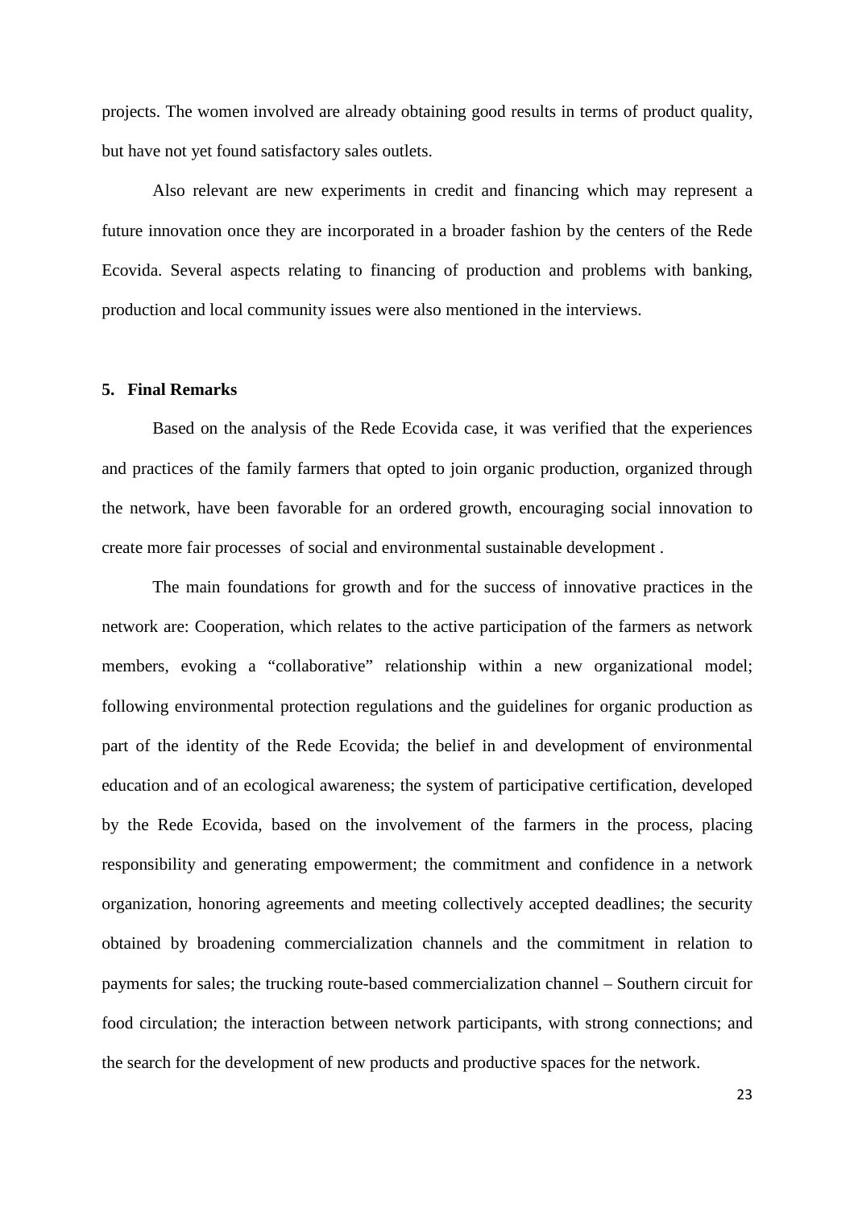projects. The women involved are already obtaining good results in terms of product quality, but have not yet found satisfactory sales outlets.

Also relevant are new experiments in credit and financing which may represent a future innovation once they are incorporated in a broader fashion by the centers of the Rede Ecovida. Several aspects relating to financing of production and problems with banking, production and local community issues were also mentioned in the interviews.

## 5. Final Remarks

Based on the analysis of the Rede Ecovida case, it was verified that the experiences and practices of the family farmers that opted to join organic production, organized through the network, have been favorable for an ordered growth, encouraging social innovation to create more fair processes of social and environmental sustainable development .

The main foundations for growth and for the success of innovative practices in the network are: Cooperation, which relates to the active participation of the farmers as network members, evoking a "collaborative" relationship within a new organizational model; following environmental protection regulations and the guidelines for organic production as part of the identity of the Rede Ecovida; the belief in and development of environmental education and of an ecological awareness; the system of participative certification, developed by the Rede Ecovida, based on the involvement of the farmers in the process, placing responsibility and generating empowerment; the commitment and confidence in a network organization, honoring agreements and meeting collectively accepted deadlines; the security obtained by broadening commercialization channels and the commitment in relation to payments for sales; the trucking route-based commercialization channel – Southern circuit for food circulation; the interaction between network participants, with strong connections; and the search for the development of new products and productive spaces for the network.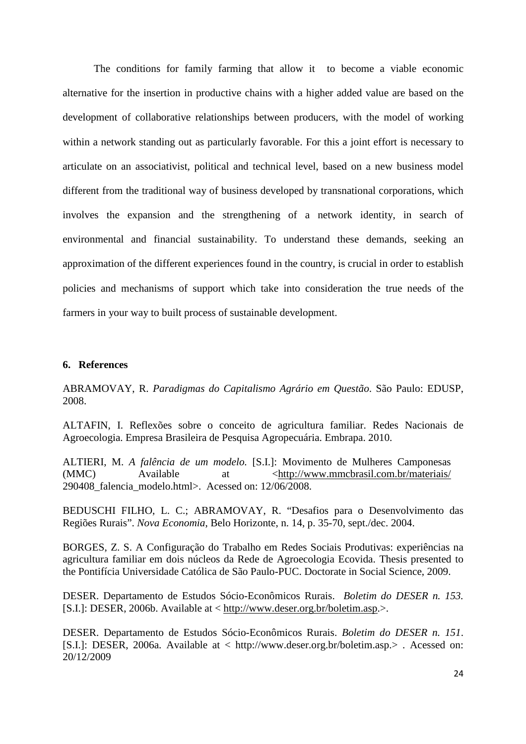The conditions for family farming that allow it to become a viable economic alternative for the insertion in productive chains with a higher added value are based on the development of collaborative relationships between producers, with the model of working within a network standing out as particularly favorable. For this a joint effort is necessary to articulate on an associativist, political and technical level, based on a new business model different from the traditional way of business developed by transnational corporations, which involves the expansion and the strengthening of a network identity, in search of environmental and financial sustainability. To understand these demands, seeking an approximation of the different experiences found in the country, is crucial in order to establish policies and mechanisms of support which take into consideration the true needs of the farmers in your way to built process of sustainable development.

## 6. References

ABRAMOVAY, R. *Paradigmas do Capitalismo Agrário em Questão*. São Paulo: EDUSP, 2008.

ALTAFIN, I. Reflexões sobre o conceito de agricultura familiar. Redes Nacionais de Agroecologia. Empresa Brasileira de Pesquisa Agropecuária. Embrapa. 2010.

ALTIERI, M. *A falência de um modelo.* [S.I.]: Movimento de Mulheres Camponesas (MMC) Available at <http://www.mmcbrasil.com.br/materiais/290408_falencia_modelo.html>. Acessed on: 12/06/2008.

BEDUSCHI FILHO, L. C.; ABRAMOVAY, R. "Desafios para o Desenvolvimento das Regiões Rurais". *Nova Economia*, Belo Horizonte, n. 14, p. 35-70, sept./dec. 2004.

BORGES, Z. S. A Configuração do Trabalho em Redes Sociais Produtivas: experiências na agricultura familiar em dois núcleos da Rede de Agroecologia Ecovida. Thesis presented to the Pontifícia Universidade Católica de São Paulo-PUC. Doctorate in Social Science, 2009.

DESER. Departamento de Estudos Sócio-Econômicos Rurais. *Boletim do DESER n. 153.* [S.I.]: DESER, 2006b. Available at < http://www.deser.org.br/boletim.asp.>.

DESER. Departamento de Estudos Sócio-Econômicos Rurais. *Boletim do DESER n. 151*. [S.I.]: DESER, 2006a. Available at < http://www.deser.org.br/boletim.asp.> . Acessed on: 20/12/2009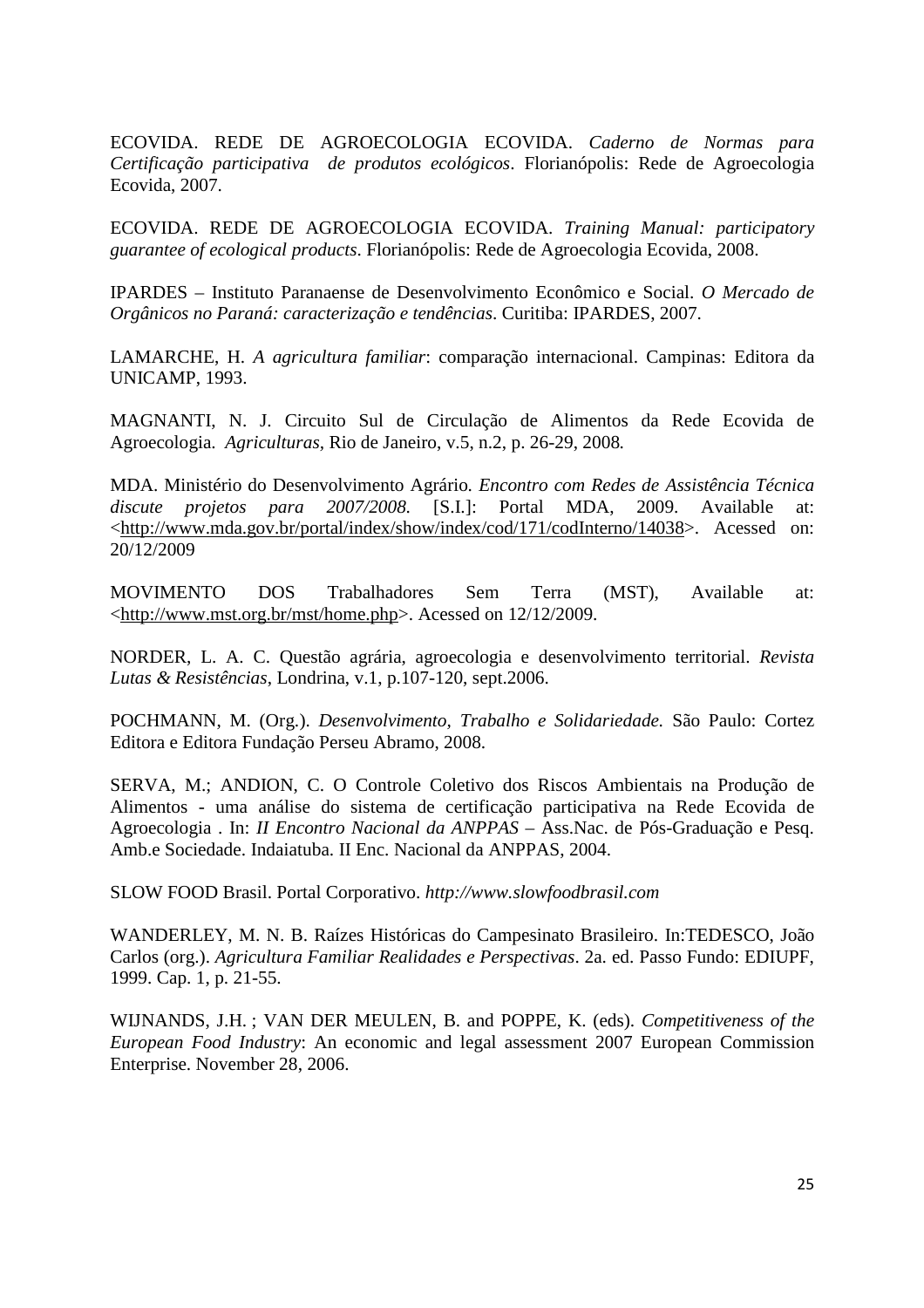ECOVIDA. REDE DE AGROECOLOGIA ECOVIDA. *Caderno de Normas para Certificação participativa de produtos ecológicos*. Florianópolis: Rede de Agroecologia Ecovida, 2007.

ECOVIDA. REDE DE AGROECOLOGIA ECOVIDA. *Training Manual: participatory guarantee of ecological products*. Florianópolis: Rede de Agroecologia Ecovida, 2008.

IPARDES – Instituto Paranaense de Desenvolvimento Econômico e Social. *O Mercado de Orgânicos no Paraná: caracterização e tendências*. Curitiba: IPARDES, 2007.

LAMARCHE, H. *A agricultura familiar*: comparação internacional. Campinas: Editora da UNICAMP, 1993.

MAGNANTI, N. J. Circuito Sul de Circulação de Alimentos da Rede Ecovida de Agroecologia. *Agriculturas*, Rio de Janeiro, v.5, n.2, p. 26-29, 2008.

MDA. Ministério do Desenvolvimento Agrário. *Encontro com Redes de Assistência Técnica discute projetos para 2007/2008.* [S.I.]: Portal MDA, 2009. Available at: <http://www.mda.gov.br/portal/index/show/index/cod/171/codInterno/14038>. Acessed on: 20/12/2009

MOVIMENTO DOS Trabalhadores Sem Terra (MST), Available at: <http://www.mst.org.br/mst/home.php>. Acessed on 12/12/2009.

NORDER, L. A. C. Questão agrária, agroecologia e desenvolvimento territorial. *Revista Lutas & Resistências*, Londrina, v.1, p.107-120, sept.2006.

POCHMANN, M. (Org.). *Desenvolvimento, Trabalho e Solidariedade.* São Paulo: Cortez Editora e Editora Fundação Perseu Abramo, 2008.

SERVA, M.; ANDION, C. O Controle Coletivo dos Riscos Ambientais na Produção de Alimentos - uma análise do sistema de certificação participativa na Rede Ecovida de Agroecologia . In: *II Encontro Nacional da ANPPAS* – Ass.Nac. de Pós-Graduação e Pesq. Amb.e Sociedade. Indaiatuba. II Enc. Nacional da ANPPAS, 2004.

SLOW FOOD Brasil. Portal Corporativo. *http://www.slowfoodbrasil.com*

WANDERLEY, M. N. B. Raízes Históricas do Campesinato Brasileiro. In:TEDESCO, João Carlos (org.). *Agricultura Familiar Realidades e Perspectivas*. 2a. ed. Passo Fundo: EDIUPF, 1999. Cap. 1, p. 21-55.

WIJNANDS, J.H. ; VAN DER MEULEN, B. and POPPE, K. (eds). *Competitiveness of the European Food Industry*: An economic and legal assessment 2007 European Commission Enterprise. November 28, 2006.